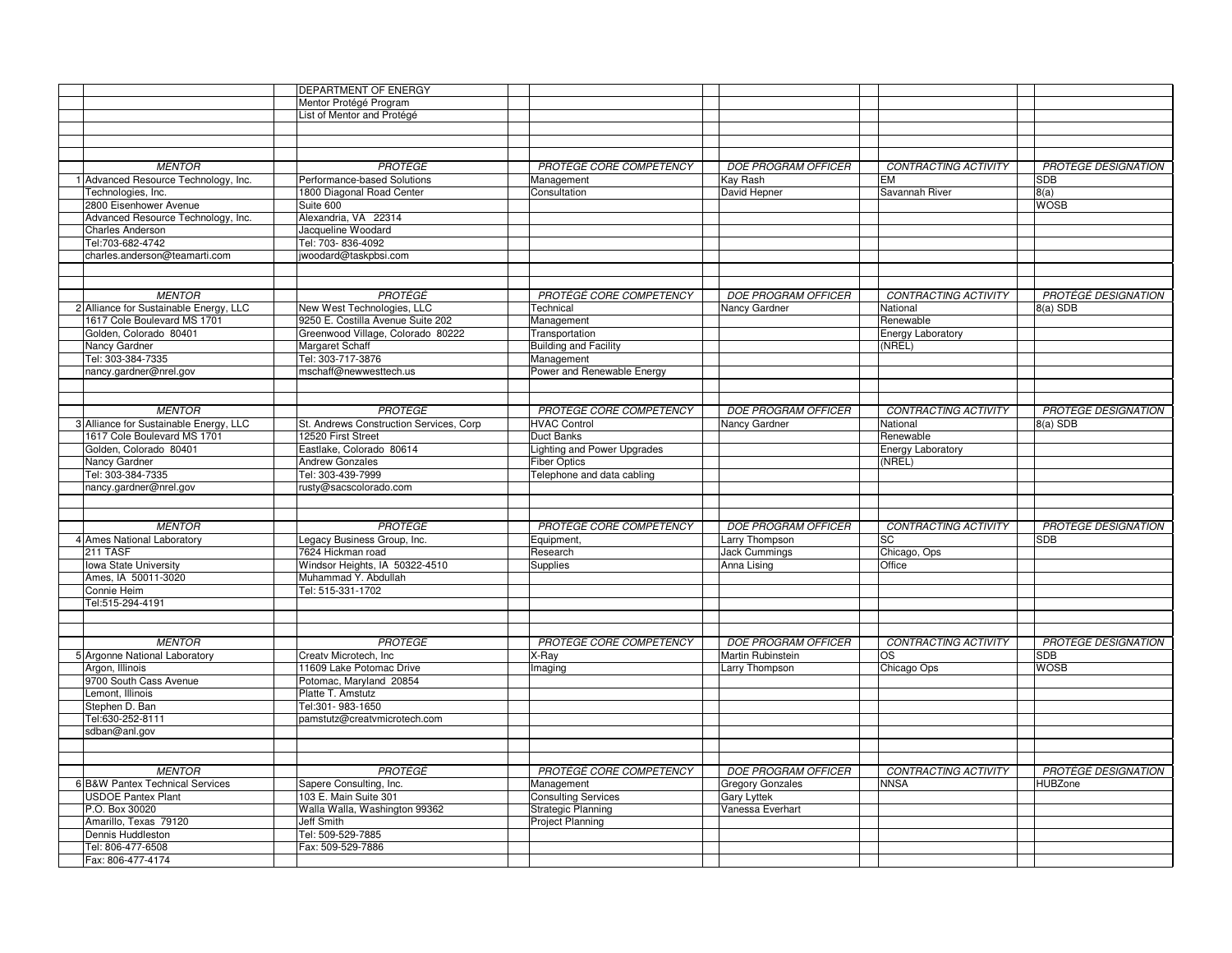DEPARTMENT OF ENERGY
Mentor Protégé Program
List of Mentor and Protégé

| | MENTOR | PROTEGE | PROTEGE CORE COMPETENCY | DOE PROGRAM OFFICER | CONTRACTING ACTIVITY | PROTEGE DESIGNATION |
|---|---|---|---|---|---|---|
| 1 | Advanced Resource Technology, Inc. | Performance-based Solutions | Management | Kay Rash | EM | SDB |
| | Technologies, Inc. | 1800 Diagonal Road Center | Consultation | David Hepner | Savannah River | 8(a) |
| | 2800 Eisenhower Avenue | Suite 600 | | | | WOSB |
| | Advanced Resource Technology, Inc. | Alexandria, VA 22314 | | | | |
| | Charles Anderson | Jacqueline Woodard | | | | |
| | Tel:703-682-4742 | Tel: 703- 836-4092 | | | | |
| | charles.anderson@teamarti.com | jwoodard@taskpbsi.com | | | | |

| | MENTOR | PROTÉGÉ | PROTÉGÉ CORE COMPETENCY | DOE PROGRAM OFFICER | CONTRACTING ACTIVITY | PROTÉGÉ DESIGNATION |
|---|---|---|---|---|---|---|
| 2 | Alliance for Sustainable Energy, LLC | New West Technologies, LLC | Technical | Nancy Gardner | National | 8(a) SDB |
| | 1617 Cole Boulevard MS 1701 | 9250 E. Costilla Avenue Suite 202 | Management | | Renewable | |
| | Golden, Colorado 80401 | Greenwood Village, Colorado 80222 | Transportation | | Energy Laboratory | |
| | Nancy Gardner | Margaret Schaff | Building and Facility | | (NREL) | |
| | Tel: 303-384-7335 | Tel: 303-717-3876 | Management | | | |
| | nancy.gardner@nrel.gov | mschaff@newwesttech.us | Power and Renewable Energy | | | |

| | MENTOR | PROTEGE | PROTEGE CORE COMPETENCY | DOE PROGRAM OFFICER | CONTRACTING ACTIVITY | PROTEGE DESIGNATION |
|---|---|---|---|---|---|---|
| 3 | Alliance for Sustainable Energy, LLC | St. Andrews Construction Services, Corp | HVAC Control | Nancy Gardner | National | 8(a) SDB |
| | 1617 Cole Boulevard MS 1701 | 12520 First Street | Duct Banks | | Renewable | |
| | Golden, Colorado 80401 | Eastlake, Colorado 80614 | Lighting and Power Upgrades | | Energy Laboratory | |
| | Nancy Gardner | Andrew Gonzales | Fiber Optics | | (NREL) | |
| | Tel: 303-384-7335 | Tel: 303-439-7999 | Telephone and data cabling | | | |
| | nancy.gardner@nrel.gov | rusty@sacscolorado.com | | | | |

| | MENTOR | PROTEGE | PROTEGE CORE COMPETENCY | DOE PROGRAM OFFICER | CONTRACTING ACTIVITY | PROTEGE DESIGNATION |
|---|---|---|---|---|---|---|
| 4 | Ames National Laboratory | Legacy Business Group, Inc. | Equipment, | Larry Thompson | SC | SDB |
| | 211 TASF | 7624 Hickman road | Research | Jack Cummings | Chicago, Ops | |
| | Iowa State University | Windsor Heights, IA 50322-4510 | Supplies | Anna Lising | Office | |
| | Ames, IA 50011-3020 | Muhammad Y. Abdullah | | | | |
| | Connie Heim | Tel: 515-331-1702 | | | | |
| | Tel:515-294-4191 | | | | | |

| | MENTOR | PROTEGE | PROTEGE CORE COMPETENCY | DOE PROGRAM OFFICER | CONTRACTING ACTIVITY | PROTEGE DESIGNATION |
|---|---|---|---|---|---|---|
| 5 | Argonne National Laboratory | Creatv Microtech, Inc | X-Ray | Martin Rubinstein | OS | SDB |
| | Argon, Illinois | 11609 Lake Potomac Drive | Imaging | Larry Thompson | Chicago Ops | WOSB |
| | 9700 South Cass Avenue | Potomac, Maryland 20854 | | | | |
| | Lemont, Illinois | Platte T. Amstutz | | | | |
| | Stephen D. Ban | Tel:301- 983-1650 | | | | |
| | Tel:630-252-8111 | pamstutz@creatvmicrotech.com | | | | |
| | sdban@anl.gov | | | | | |

| | MENTOR | PROTÉGÉ | PROTÉGÉ CORE COMPETENCY | DOE PROGRAM OFFICER | CONTRACTING ACTIVITY | PROTÉGÉ DESIGNATION |
|---|---|---|---|---|---|---|
| 6 | B&W Pantex Technical Services | Sapere Consulting, Inc. | Management | Gregory Gonzales | NNSA | HUBZone |
| | USDOE Pantex Plant | 103 E. Main Suite 301 | Consulting Services | Gary Lyttek | | |
| | P.O. Box 30020 | Walla Walla, Washington 99362 | Strategic Planning | Vanessa Everhart | | |
| | Amarillo, Texas 79120 | Jeff Smith | Project Planning | | | |
| | Dennis Huddleston | Tel: 509-529-7885 | | | | |
| | Tel: 806-477-6508 | Fax: 509-529-7886 | | | | |
| | Fax: 806-477-4174 | | | | | |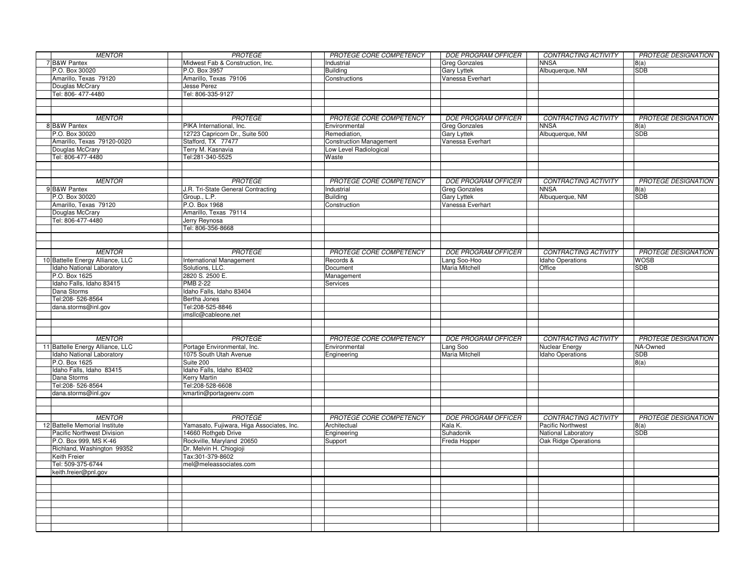| | MENTOR | PROTEGE | PROTEGE CORE COMPETENCY | DOE PROGRAM OFFICER | CONTRACTING ACTIVITY | PROTEGE DESIGNATION |
|---|---|---|---|---|---|---|
| 7 | B&W Pantex | Midwest Fab & Construction, Inc. | Industrial | Greg Gonzales | NNSA | 8(a) |
| | P.O. Box 30020 | P.O. Box 3957 | Building | Gary Lyttek | Albuquerque, NM | SDB |
| | Amarillo, Texas 79120 | Amarillo, Texas 79106 | Constructions | Vanessa Everhart | | |
| | Douglas McCrary | Jesse Perez | | | | |
| | Tel: 806- 477-4480 | Tel: 806-335-9127 | | | | |

| | MENTOR | PROTEGE | PROTEGE CORE COMPETENCY | DOE PROGRAM OFFICER | CONTRACTING ACTIVITY | PROTEGE DESIGNATION |
|---|---|---|---|---|---|---|
| 8 | B&W Pantex | PIKA International, Inc. | Environmental | Greg Gonzales | NNSA | 8(a) |
| | P.O. Box 30020 | 12723 Capricorn Dr., Suite 500 | Remediation, | Gary Lyttek | Albuquerque, NM | SDB |
| | Amarillo, Texas 79120-0020 | Stafford, TX 77477 | Construction Management | Vanessa Everhart | | |
| | Douglas McCrary | Terry M. Kasnavia | Low Level Radiological | | | |
| | Tel: 806-477-4480 | Tel:281-340-5525 | Waste | | | |

| | MENTOR | PROTEGE | PROTEGE CORE COMPETENCY | DOE PROGRAM OFFICER | CONTRACTING ACTIVITY | PROTEGE DESIGNATION |
|---|---|---|---|---|---|---|
| 9 | B&W Pantex | J.R. Tri-State General Contracting | Industrial | Greg Gonzales | NNSA | 8(a) |
| | P.O. Box 30020 | Group., L.P. | Building | Gary Lyttek | Albuquerque, NM | SDB |
| | Amarillo, Texas 79120 | P.O. Box 1968 | Construction | Vanessa Everhart | | |
| | Douglas McCrary | Amarillo, Texas 79114 | | | | |
| | Tel: 806-477-4480 | Jerry Reynosa | | | | |
| | | Tel: 806-356-8668 | | | | |

| | MENTOR | PROTEGE | PROTEGE CORE COMPETENCY | DOE PROGRAM OFFICER | CONTRACTING ACTIVITY | PROTEGE DESIGNATION |
|---|---|---|---|---|---|---|
| 10 | Battelle Energy Alliance, LLC | International Management | Records & | Lang Soo-Hoo | Idaho Operations | WOSB |
| | Idaho National Laboratory | Solutions, LLC. | Document | Maria Mitchell | Office | SDB |
| | P.O. Box 1625 | 2820 S. 2500 E. | Management | | | |
| | Idaho Falls, Idaho 83415 | PMB 2-22 | Services | | | |
| | Dana Storms | Idaho Falls, Idaho 83404 | | | | |
| | Tel:208- 526-8564 | Bertha Jones | | | | |
| | dana.storms@inl.gov | Tel:208-525-8846 | | | | |
| | | imsllc@cableone.net | | | | |

| | MENTOR | PROTEGE | PROTEGE CORE COMPETENCY | DOE PROGRAM OFFICER | CONTRACTING ACTIVITY | PROTEGE DESIGNATION |
|---|---|---|---|---|---|---|
| 11 | Battelle Energy Alliance, LLC | Portage Environmental, Inc. | Environmental | Lang Soo | Nuclear Energy | NA-Owned |
| | Idaho National Laboratory | 1075 South Utah Avenue | Engineering | Maria Mitchell | Idaho Operations | SDB |
| | P.O. Box 1625 | Suite 200 | | | | 8(a) |
| | Idaho Falls, Idaho 83415 | Idaho Falls, Idaho 83402 | | | | |
| | Dana Storms | Kerry Martin | | | | |
| | Tel:208- 526-8564 | Tel:208-528-6608 | | | | |
| | dana.storms@inl.gov | kmartin@portageenv.com | | | | |

| | MENTOR | PROTÉGÉ | PROTÉGÉ CORE COMPETENCY | DOE PROGRAM OFFICER | CONTRACTING ACTIVITY | PROTÉGÉ DESIGNATION |
|---|---|---|---|---|---|---|
| 12 | Battelle Memorial Institute | Yamasato, Fujiwara, Higa Associates, Inc. | Architectual | Kala K. | Pacific Northwest | 8(a) |
| | Pacific Northwest Division | 14660 Rothgeb Drive | Engineering | Suhadonik | National Laboratory | SDB |
| | P.O. Box 999, MS K-46 | Rockville, Maryland 20650 | Support | Freda Hopper | Oak Ridge Operations | |
| | Richland, Washington 99352 | Dr. Melvin H. Chiogioji | | | | |
| | Keith Freier | Tax:301-379-8602 | | | | |
| | Tel: 509-375-6744 | mel@meleassociates.com | | | | |
| | keith.freier@pnl.gov | | | | | |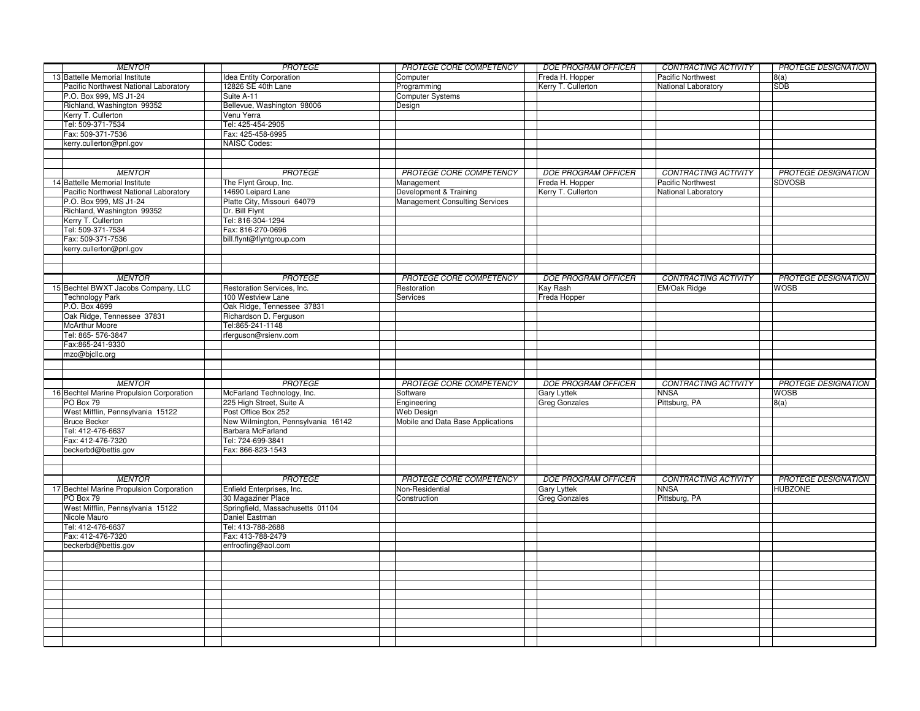| # | MENTOR | PROTEGE | PROTEGE CORE COMPETENCY | DOE PROGRAM OFFICER | CONTRACTING ACTIVITY | PROTEGE DESIGNATION |
|---|---|---|---|---|---|---|
| 13 | Battelle Memorial Institute | Idea Entity Corporation | Computer | Freda H. Hopper | Pacific Northwest | 8(a) |
| | Pacific Northwest National Laboratory | 12826 SE 40th Lane | Programming | Kerry T. Cullerton | National Laboratory | SDB |
| | P.O. Box 999, MS J1-24 | Suite A-11 | Computer Systems | | | |
| | Richland, Washington 99352 | Bellevue, Washington 98006 | Design | | | |
| | Kerry T. Cullerton | Venu Yerra | | | | |
| | Tel: 509-371-7534 | Tel: 425-454-2905 | | | | |
| | Fax: 509-371-7536 | Fax: 425-458-6995 | | | | |
| | kerry.cullerton@pnl.gov | NAISC Codes: | | | | |

| # | MENTOR | PROTEGE | PROTEGE CORE COMPETENCY | DOE PROGRAM OFFICER | CONTRACTING ACTIVITY | PROTEGE DESIGNATION |
|---|---|---|---|---|---|---|
| 14 | Battelle Memorial Institute | The Flynt Group, Inc. | Management | Freda H. Hopper | Pacific Northwest | SDVOSB |
| | Pacific Northwest National Laboratory | 14690 Leipard Lane | Development & Training | Kerry T. Cullerton | National Laboratory | |
| | P.O. Box 999, MS J1-24 | Platte City, Missouri 64079 | Management Consulting Services | | | |
| | Richland, Washington 99352 | Dr. Bill Flynt | | | | |
| | Kerry T. Cullerton | Tel: 816-304-1294 | | | | |
| | Tel: 509-371-7534 | Fax: 816-270-0696 | | | | |
| | Fax: 509-371-7536 | bill.flynt@flyntgroup.com | | | | |
| | kerry.cullerton@pnl.gov | | | | | |

| # | MENTOR | PROTEGE | PROTEGE CORE COMPETENCY | DOE PROGRAM OFFICER | CONTRACTING ACTIVITY | PROTEGE DESIGNATION |
|---|---|---|---|---|---|---|
| 15 | Bechtel BWXT Jacobs Company, LLC | Restoration Services, Inc. | Restoration | Kay Rash | EM/Oak Ridge | WOSB |
| | Technology Park | 100 Westview Lane | Services | Freda Hopper | | |
| | P.O. Box 4699 | Oak Ridge, Tennessee 37831 | | | | |
| | Oak Ridge, Tennessee 37831 | Richardson D. Ferguson | | | | |
| | McArthur Moore | Tel:865-241-1148 | | | | |
| | Tel: 865- 576-3847 | rferguson@rsienv.com | | | | |
| | Fax:865-241-9330 | | | | | |
| | mzo@bjcllc.org | | | | | |

| # | MENTOR | PROTEGE | PROTEGE CORE COMPETENCY | DOE PROGRAM OFFICER | CONTRACTING ACTIVITY | PROTEGE DESIGNATION |
|---|---|---|---|---|---|---|
| 16 | Bechtel Marine Propulsion Corporation | McFarland Technology, Inc. | Software | Gary Lyttek | NNSA | WOSB |
| | PO Box 79 | 225 High Street, Suite A | Engineering | Greg Gonzales | Pittsburg, PA | 8(a) |
| | West Mifflin, Pennsylvania 15122 | Post Office Box 252 | Web Design | | | |
| | Bruce Becker | New Wilmington, Pennsylvania 16142 | Mobile and Data Base Applications | | | |
| | Tel: 412-476-6637 | Barbara McFarland | | | | |
| | Fax: 412-476-7320 | Tel: 724-699-3841 | | | | |
| | beckerbd@bettis.gov | Fax: 866-823-1543 | | | | |

| # | MENTOR | PROTEGE | PROTEGE CORE COMPETENCY | DOE PROGRAM OFFICER | CONTRACTING ACTIVITY | PROTEGE DESIGNATION |
|---|---|---|---|---|---|---|
| 17 | Bechtel Marine Propulsion Corporation | Enfield Enterprises, Inc. | Non-Residential | Gary Lyttek | NNSA | HUBZONE |
| | PO Box 79 | 30 Magaziner Place | Construction | Greg Gonzales | Pittsburg, PA | |
| | West Mifflin, Pennsylvania 15122 | Springfield, Massachusetts 01104 | | | | |
| | Nicole Mauro | Daniel Eastman | | | | |
| | Tel: 412-476-6637 | Tel: 413-788-2688 | | | | |
| | Fax: 412-476-7320 | Fax: 413-788-2479 | | | | |
| | beckerbd@bettis.gov | enfroofing@aol.com | | | | |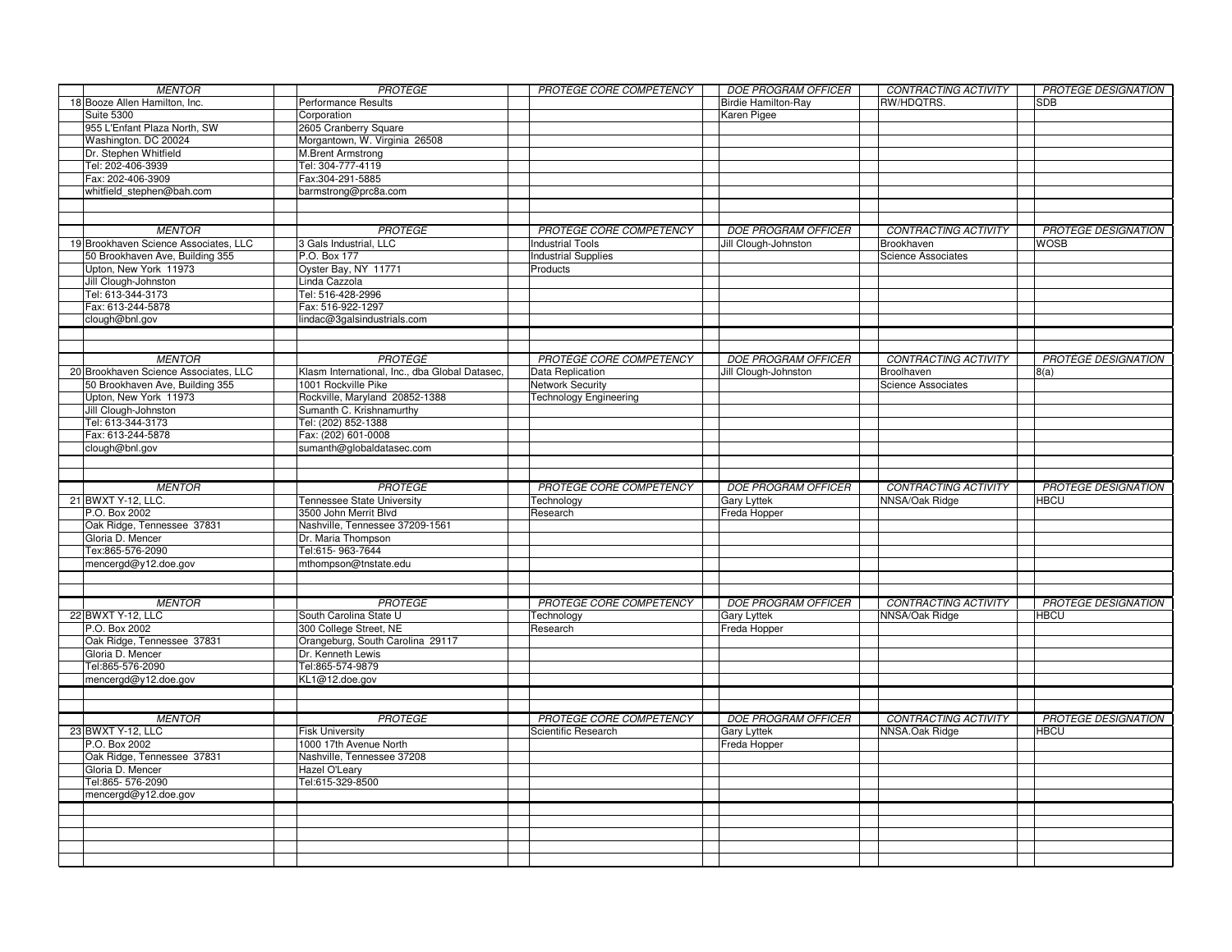| | MENTOR | PROTEGE | PROTEGE CORE COMPETENCY | DOE PROGRAM OFFICER | CONTRACTING ACTIVITY | PROTEGE DESIGNATION |
|---|---|---|---|---|---|---|
| 18 | Booze Allen Hamilton, Inc. | Performance Results | | Birdie Hamilton-Ray | RW/HDQTRS. | SDB |
| | Suite 5300 | Corporation | | Karen Pigee | | |
| | 955 L'Enfant Plaza North, SW | 2605 Cranberry Square | | | | |
| | Washington. DC 20024 | Morgantown, W. Virginia 26508 | | | | |
| | Dr. Stephen Whitfield | M.Brent Armstrong | | | | |
| | Tel: 202-406-3939 | Tel: 304-777-4119 | | | | |
| | Fax: 202-406-3909 | Fax:304-291-5885 | | | | |
| | whitfield_stephen@bah.com | barmstrong@prc8a.com | | | | |
| | | | | | | |
| | | | | | | |
| | MENTOR | PROTEGE | PROTEGE CORE COMPETENCY | DOE PROGRAM OFFICER | CONTRACTING ACTIVITY | PROTEGE DESIGNATION |
| 19 | Brookhaven Science Associates, LLC | 3 Gals Industrial, LLC | Industrial Tools | Jill Clough-Johnston | Brookhaven | WOSB |
| | 50 Brookhaven Ave, Building 355 | P.O. Box 177 | Industrial Supplies | | Science Associates | |
| | Upton, New York 11973 | Oyster Bay, NY 11771 | Products | | | |
| | Jill Clough-Johnston | Linda Cazzola | | | | |
| | Tel: 613-344-3173 | Tel: 516-428-2996 | | | | |
| | Fax: 613-244-5878 | Fax: 516-922-1297 | | | | |
| | clough@bnl.gov | lindac@3galsindustrials.com | | | | |
| | | | | | | |
| | | | | | | |
| | MENTOR | PROTÉGÉ | PROTÉGÉ CORE COMPETENCY | DOE PROGRAM OFFICER | CONTRACTING ACTIVITY | PROTÉGÉ DESIGNATION |
| 20 | Brookhaven Science Associates, LLC | Klasm International, Inc., dba Global Datasec, | Data Replication | Jill Clough-Johnston | Broolhaven | 8(a) |
| | 50 Brookhaven Ave, Building 355 | 1001 Rockville Pike | Network Security | | Science Associates | |
| | Upton, New York 11973 | Rockville, Maryland 20852-1388 | Technology Engineering | | | |
| | Jill Clough-Johnston | Sumanth C. Krishnamurthy | | | | |
| | Tel: 613-344-3173 | Tel: (202) 852-1388 | | | | |
| | Fax: 613-244-5878 | Fax: (202) 601-0008 | | | | |
| | clough@bnl.gov | sumanth@globaldatasec.com | | | | |
| | | | | | | |
| | | | | | | |
| | MENTOR | PROTEGE | PROTEGE CORE COMPETENCY | DOE PROGRAM OFFICER | CONTRACTING ACTIVITY | PROTEGE DESIGNATION |
| 21 | BWXT Y-12, LLC. | Tennessee State University | Technology | Gary Lyttek | NNSA/Oak Ridge | HBCU |
| | P.O. Box 2002 | 3500 John Merrit Blvd | Research | Freda Hopper | | |
| | Oak Ridge, Tennessee 37831 | Nashville, Tennessee 37209-1561 | | | | |
| | Gloria D. Mencer | Dr. Maria Thompson | | | | |
| | Tex:865-576-2090 | Tel:615- 963-7644 | | | | |
| | mencergd@y12.doe.gov | mthompson@tnstate.edu | | | | |
| | | | | | | |
| | | | | | | |
| | MENTOR | PROTEGE | PROTEGE CORE COMPETENCY | DOE PROGRAM OFFICER | CONTRACTING ACTIVITY | PROTEGE DESIGNATION |
| 22 | BWXT Y-12, LLC | South Carolina State U | Technology | Gary Lyttek | NNSA/Oak Ridge | HBCU |
| | P.O. Box 2002 | 300 College Street, NE | Research | Freda Hopper | | |
| | Oak Ridge, Tennessee 37831 | Orangeburg, South Carolina 29117 | | | | |
| | Gloria D. Mencer | Dr. Kenneth Lewis | | | | |
| | Tel:865-576-2090 | Tel:865-574-9879 | | | | |
| | mencergd@y12.doe.gov | KL1@12.doe.gov | | | | |
| | | | | | | |
| | | | | | | |
| | MENTOR | PROTEGE | PROTEGE CORE COMPETENCY | DOE PROGRAM OFFICER | CONTRACTING ACTIVITY | PROTEGE DESIGNATION |
| 23 | BWXT Y-12, LLC | Fisk University | Scientific Research | Gary Lyttek | NNSA.Oak Ridge | HBCU |
| | P.O. Box 2002 | 1000 17th Avenue North | | Freda Hopper | | |
| | Oak Ridge, Tennessee 37831 | Nashville, Tennessee 37208 | | | | |
| | Gloria D. Mencer | Hazel O'Leary | | | | |
| | Tel:865- 576-2090 | Tel:615-329-8500 | | | | |
| | mencergd@y12.doe.gov | | | | | |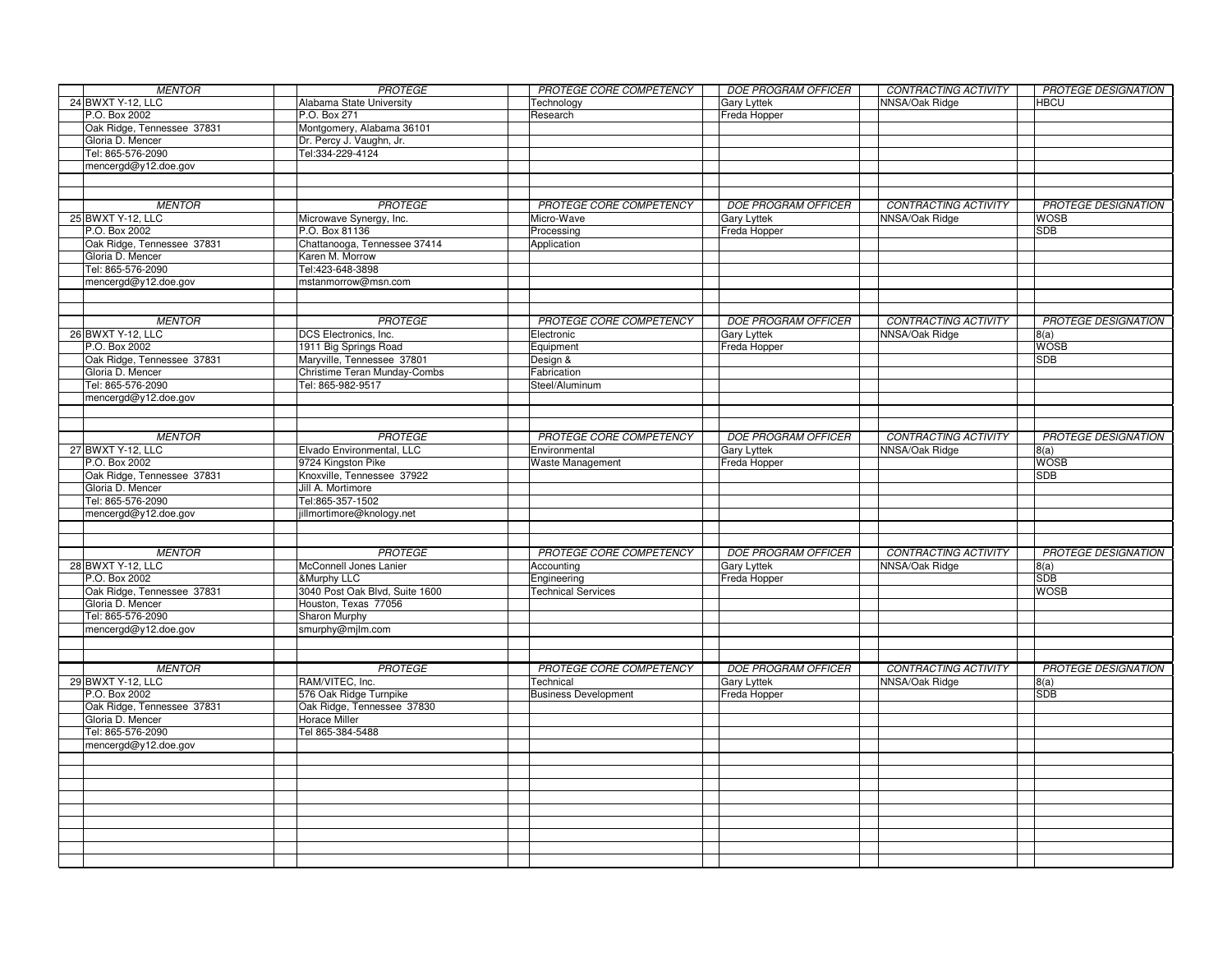| | MENTOR | PROTEGE | PROTEGE CORE COMPETENCY | DOE PROGRAM OFFICER | CONTRACTING ACTIVITY | PROTEGE DESIGNATION |
|---|---|---|---|---|---|---|
| 24 | BWXT Y-12, LLC | Alabama State University | Technology | Gary Lyttek | NNSA/Oak Ridge | HBCU |
| | P.O. Box 2002 | P.O. Box 271 | Research | Freda Hopper | | |
| | Oak Ridge, Tennessee 37831 | Montgomery, Alabama 36101 | | | | |
| | Gloria D. Mencer | Dr. Percy J. Vaughn, Jr. | | | | |
| | Tel: 865-576-2090 | Tel:334-229-4124 | | | | |
| | mencergd@y12.doe.gov | | | | | |
| | | | | | | |
| | | | | | | |
| | MENTOR | PROTEGE | PROTEGE CORE COMPETENCY | DOE PROGRAM OFFICER | CONTRACTING ACTIVITY | PROTEGE DESIGNATION |
| 25 | BWXT Y-12, LLC | Microwave Synergy, Inc. | Micro-Wave | Gary Lyttek | NNSA/Oak Ridge | WOSB |
| | P.O. Box 2002 | P.O. Box 81136 | Processing | Freda Hopper | | SDB |
| | Oak Ridge, Tennessee 37831 | Chattanooga, Tennessee 37414 | Application | | | |
| | Gloria D. Mencer | Karen M. Morrow | | | | |
| | Tel: 865-576-2090 | Tel:423-648-3898 | | | | |
| | mencergd@y12.doe.gov | mstanmorrow@msn.com | | | | |
| | | | | | | |
| | | | | | | |
| | MENTOR | PROTEGE | PROTEGE CORE COMPETENCY | DOE PROGRAM OFFICER | CONTRACTING ACTIVITY | PROTEGE DESIGNATION |
| 26 | BWXT Y-12, LLC | DCS Electronics, Inc. | Electronic | Gary Lyttek | NNSA/Oak Ridge | 8(a) |
| | P.O. Box 2002 | 1911 Big Springs Road | Equipment | Freda Hopper | | WOSB |
| | Oak Ridge, Tennessee 37831 | Maryville, Tennessee 37801 | Design & | | | SDB |
| | Gloria D. Mencer | Christime Teran Munday-Combs | Fabrication | | | |
| | Tel: 865-576-2090 | Tel: 865-982-9517 | Steel/Aluminum | | | |
| | mencergd@y12.doe.gov | | | | | |
| | | | | | | |
| | | | | | | |
| | MENTOR | PROTEGE | PROTEGE CORE COMPETENCY | DOE PROGRAM OFFICER | CONTRACTING ACTIVITY | PROTEGE DESIGNATION |
| 27 | BWXT Y-12, LLC | Elvado Environmental, LLC | Environmental | Gary Lyttek | NNSA/Oak Ridge | 8(a) |
| | P.O. Box 2002 | 9724 Kingston Pike | Waste Management | Freda Hopper | | WOSB |
| | Oak Ridge, Tennessee 37831 | Knoxville, Tennessee 37922 | | | | SDB |
| | Gloria D. Mencer | Jill A. Mortimore | | | | |
| | Tel: 865-576-2090 | Tel:865-357-1502 | | | | |
| | mencergd@y12.doe.gov | jillmortimore@knology.net | | | | |
| | | | | | | |
| | | | | | | |
| | MENTOR | PROTEGE | PROTEGE CORE COMPETENCY | DOE PROGRAM OFFICER | CONTRACTING ACTIVITY | PROTEGE DESIGNATION |
| 28 | BWXT Y-12, LLC | McConnell Jones Lanier | Accounting | Gary Lyttek | NNSA/Oak Ridge | 8(a) |
| | P.O. Box 2002 | &Murphy LLC | Engineering | Freda Hopper | | SDB |
| | Oak Ridge, Tennessee 37831 | 3040 Post Oak Blvd, Suite 1600 | Technical Services | | | WOSB |
| | Gloria D. Mencer | Houston, Texas 77056 | | | | |
| | Tel: 865-576-2090 | Sharon Murphy | | | | |
| | mencergd@y12.doe.gov | smurphy@mjlm.com | | | | |
| | | | | | | |
| | | | | | | |
| | MENTOR | PROTEGE | PROTEGE CORE COMPETENCY | DOE PROGRAM OFFICER | CONTRACTING ACTIVITY | PROTEGE DESIGNATION |
| 29 | BWXT Y-12, LLC | RAM/VITEC, Inc. | Technical | Gary Lyttek | NNSA/Oak Ridge | 8(a) |
| | P.O. Box 2002 | 576 Oak Ridge Turnpike | Business Development | Freda Hopper | | SDB |
| | Oak Ridge, Tennessee 37831 | Oak Ridge, Tennessee 37830 | | | | |
| | Gloria D. Mencer | Horace Miller | | | | |
| | Tel: 865-576-2090 | Tel 865-384-5488 | | | | |
| | mencergd@y12.doe.gov | | | | | |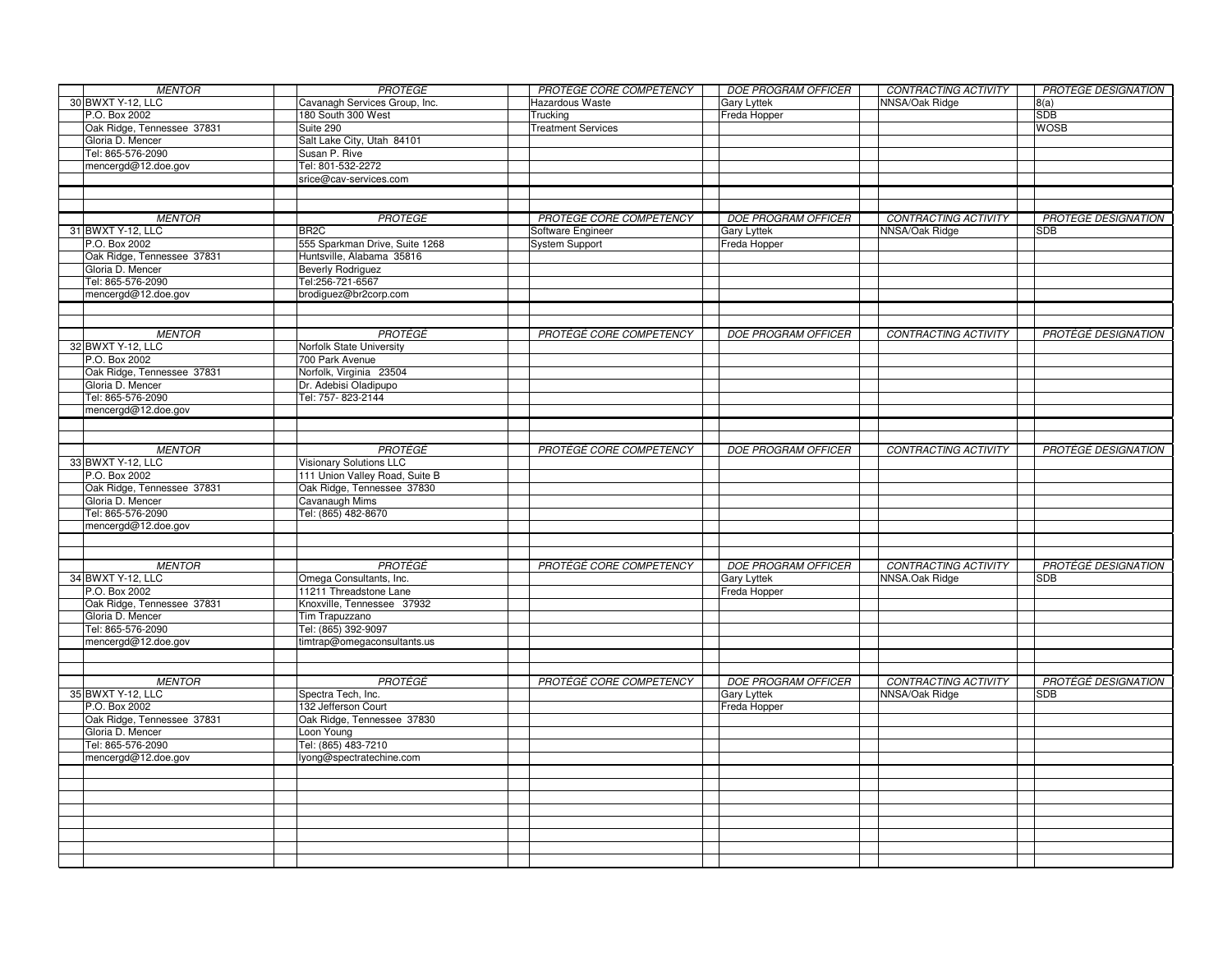| | MENTOR | PROTEGE | PROTEGE CORE COMPETENCY | DOE PROGRAM OFFICER | CONTRACTING ACTIVITY | PROTEGE DESIGNATION |
|---|---|---|---|---|---|---|
| 30 | BWXT Y-12, LLC | Cavanagh Services Group, Inc. | Hazardous Waste | Gary Lyttek | NNSA/Oak Ridge | 8(a) |
| | P.O. Box 2002 | 180 South 300 West | Trucking | Freda Hopper | | SDB |
| | Oak Ridge, Tennessee 37831 | Suite 290 | Treatment Services | | | WOSB |
| | Gloria D. Mencer | Salt Lake City, Utah 84101 | | | | |
| | Tel: 865-576-2090 | Susan P. Rive | | | | |
| | mencergd@12.doe.gov | Tel: 801-532-2272 | | | | |
| | | srice@cav-services.com | | | | |

| | MENTOR | PROTEGE | PROTEGE CORE COMPETENCY | DOE PROGRAM OFFICER | CONTRACTING ACTIVITY | PROTEGE DESIGNATION |
|---|---|---|---|---|---|---|
| 31 | BWXT Y-12, LLC | BR2C | Software Engineer | Gary Lyttek | NNSA/Oak Ridge | SDB |
| | P.O. Box 2002 | 555 Sparkman Drive, Suite 1268 | System Support | Freda Hopper | | |
| | Oak Ridge, Tennessee 37831 | Huntsville, Alabama 35816 | | | | |
| | Gloria D. Mencer | Beverly Rodriguez | | | | |
| | Tel: 865-576-2090 | Tel:256-721-6567 | | | | |
| | mencergd@12.doe.gov | brodiguez@br2corp.com | | | | |

| | MENTOR | PROTÉGÉ | PROTÉGÉ CORE COMPETENCY | DOE PROGRAM OFFICER | CONTRACTING ACTIVITY | PROTÉGÉ DESIGNATION |
|---|---|---|---|---|---|---|
| 32 | BWXT Y-12, LLC | Norfolk State University | | | | |
| | P.O. Box 2002 | 700 Park Avenue | | | | |
| | Oak Ridge, Tennessee 37831 | Norfolk, Virginia 23504 | | | | |
| | Gloria D. Mencer | Dr. Adebisi Oladipupo | | | | |
| | Tel: 865-576-2090 | Tel: 757- 823-2144 | | | | |
| | mencergd@12.doe.gov | | | | | |

| | MENTOR | PROTÉGÉ | PROTÉGÉ CORE COMPETENCY | DOE PROGRAM OFFICER | CONTRACTING ACTIVITY | PROTÉGÉ DESIGNATION |
|---|---|---|---|---|---|---|
| 33 | BWXT Y-12, LLC | Visionary Solutions LLC | | | | |
| | P.O. Box 2002 | 111 Union Valley Road, Suite B | | | | |
| | Oak Ridge, Tennessee 37831 | Oak Ridge, Tennessee 37830 | | | | |
| | Gloria D. Mencer | Cavanaugh Mims | | | | |
| | Tel: 865-576-2090 | Tel: (865) 482-8670 | | | | |
| | mencergd@12.doe.gov | | | | | |

| | MENTOR | PROTÉGÉ | PROTÉGÉ CORE COMPETENCY | DOE PROGRAM OFFICER | CONTRACTING ACTIVITY | PROTÉGÉ DESIGNATION |
|---|---|---|---|---|---|---|
| 34 | BWXT Y-12, LLC | Omega Consultants, Inc. | | Gary Lyttek | NNSA.Oak Ridge | SDB |
| | P.O. Box 2002 | 11211 Threadstone Lane | | Freda Hopper | | |
| | Oak Ridge, Tennessee 37831 | Knoxville, Tennessee 37932 | | | | |
| | Gloria D. Mencer | Tim Trapuzzano | | | | |
| | Tel: 865-576-2090 | Tel: (865) 392-9097 | | | | |
| | mencergd@12.doe.gov | timtrap@omegaconsultants.us | | | | |

| | MENTOR | PROTÉGÉ | PROTÉGÉ CORE COMPETENCY | DOE PROGRAM OFFICER | CONTRACTING ACTIVITY | PROTÉGÉ DESIGNATION |
|---|---|---|---|---|---|---|
| 35 | BWXT Y-12, LLC | Spectra Tech, Inc. | | Gary Lyttek | NNSA/Oak Ridge | SDB |
| | P.O. Box 2002 | 132 Jefferson Court | | Freda Hopper | | |
| | Oak Ridge, Tennessee 37831 | Oak Ridge, Tennessee 37830 | | | | |
| | Gloria D. Mencer | Loon Young | | | | |
| | Tel: 865-576-2090 | Tel: (865) 483-7210 | | | | |
| | mencergd@12.doe.gov | lyong@spectratechine.com | | | | |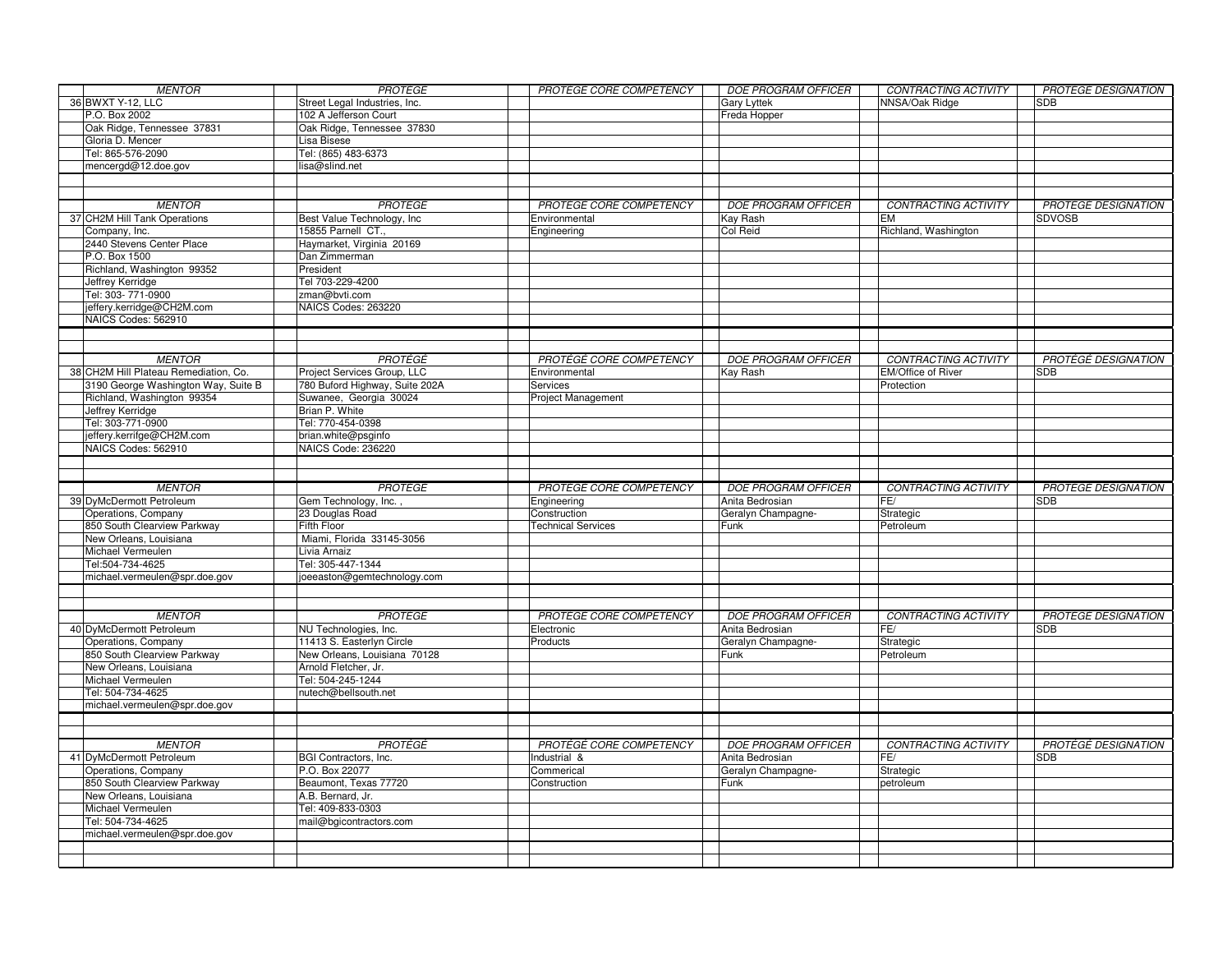| | MENTOR | PROTEGE | PROTEGE CORE COMPETENCY | DOE PROGRAM OFFICER | CONTRACTING ACTIVITY | PROTEGE DESIGNATION |
|---|---|---|---|---|---|---|
| 36 | BWXT Y-12, LLC | Street Legal Industries, Inc. | | Gary Lyttek | NNSA/Oak Ridge | SDB |
| | P.O. Box 2002 | 102 A Jefferson Court | | Freda Hopper | | |
| | Oak Ridge, Tennessee 37831 | Oak Ridge, Tennessee 37830 | | | | |
| | Gloria D. Mencer | Lisa Bisese | | | | |
| | Tel: 865-576-2090 | Tel: (865) 483-6373 | | | | |
| | mencergd@12.doe.gov | lisa@slind.net | | | | |

| | MENTOR | PROTEGE | PROTEGE CORE COMPETENCY | DOE PROGRAM OFFICER | CONTRACTING ACTIVITY | PROTEGE DESIGNATION |
|---|---|---|---|---|---|---|
| 37 | CH2M Hill Tank Operations | Best Value Technology, Inc | Environmental | Kay Rash | EM | SDVOSB |
| | Company, Inc. | 15855 Parnell CT., | Engineering | Col Reid | Richland, Washington | |
| | 2440 Stevens Center Place | Haymarket, Virginia 20169 | | | | |
| | P.O. Box 1500 | Dan Zimmerman | | | | |
| | Richland, Washington 99352 | President | | | | |
| | Jeffrey Kerridge | Tel 703-229-4200 | | | | |
| | Tel: 303- 771-0900 | zman@bvti.com | | | | |
| | jeffery.kerridge@CH2M.com | NAICS Codes: 263220 | | | | |
| | NAICS Codes: 562910 | | | | | |

| | MENTOR | PROTÉGÉ | PROTÉGÉ CORE COMPETENCY | DOE PROGRAM OFFICER | CONTRACTING ACTIVITY | PROTÉGÉ DESIGNATION |
|---|---|---|---|---|---|---|
| 38 | CH2M Hill Plateau Remediation, Co. | Project Services Group, LLC | Environmental | Kay Rash | EM/Office of River | SDB |
| | 3190 George Washington Way, Suite B | 780 Buford Highway, Suite 202A | Services | | Protection | |
| | Richland, Washington 99354 | Suwanee, Georgia 30024 | Project Management | | | |
| | Jeffrey Kerridge | Brian P. White | | | | |
| | Tel: 303-771-0900 | Tel: 770-454-0398 | | | | |
| | jeffery.kerrifge@CH2M.com | brian.white@psginfo | | | | |
| | NAICS Codes: 562910 | NAICS Code: 236220 | | | | |

| | MENTOR | PROTEGE | PROTEGE CORE COMPETENCY | DOE PROGRAM OFFICER | CONTRACTING ACTIVITY | PROTEGE DESIGNATION |
|---|---|---|---|---|---|---|
| 39 | DyMcDermott Petroleum | Gem Technology, Inc. , | Engineering | Anita Bedrosian | FE/ | SDB |
| | Operations, Company | 23 Douglas Road | Construction | Geralyn Champagne- | Strategic | |
| | 850 South Clearview Parkway | Fifth Floor | Technical Services | Funk | Petroleum | |
| | New Orleans, Louisiana | Miami, Florida 33145-3056 | | | | |
| | Michael Vermeulen | Livia Arnaiz | | | | |
| | Tel:504-734-4625 | Tel: 305-447-1344 | | | | |
| | michael.vermeulen@spr.doe.gov | joeeaston@gemtechnology.com | | | | |

| | MENTOR | PROTEGE | PROTEGE CORE COMPETENCY | DOE PROGRAM OFFICER | CONTRACTING ACTIVITY | PROTEGE DESIGNATION |
|---|---|---|---|---|---|---|
| 40 | DyMcDermott Petroleum | NU Technologies, Inc. | Electronic | Anita Bedrosian | FE/ | SDB |
| | Operations, Company | 11413 S. Easterlyn Circle | Products | Geralyn Champagne- | Strategic | |
| | 850 South Clearview Parkway | New Orleans, Louisiana 70128 | | Funk | Petroleum | |
| | New Orleans, Louisiana | Arnold Fletcher, Jr. | | | | |
| | Michael Vermeulen | Tel: 504-245-1244 | | | | |
| | Tel: 504-734-4625 | nutech@bellsouth.net | | | | |
| | michael.vermeulen@spr.doe.gov | | | | | |

| | MENTOR | PROTÉGÉ | PROTÉGÉ CORE COMPETENCY | DOE PROGRAM OFFICER | CONTRACTING ACTIVITY | PROTÉGÉ DESIGNATION |
|---|---|---|---|---|---|---|
| 41 | DyMcDermott Petroleum | BGI Contractors, Inc. | Industrial & | Anita Bedrosian | FE/ | SDB |
| | Operations, Company | P.O. Box 22077 | Commerical | Geralyn Champagne- | Strategic | |
| | 850 South Clearview Parkway | Beaumont, Texas 77720 | Construction | Funk | petroleum | |
| | New Orleans, Louisiana | A.B. Bernard, Jr. | | | | |
| | Michael Vermeulen | Tel: 409-833-0303 | | | | |
| | Tel: 504-734-4625 | mail@bgicontractors.com | | | | |
| | michael.vermeulen@spr.doe.gov | | | | | |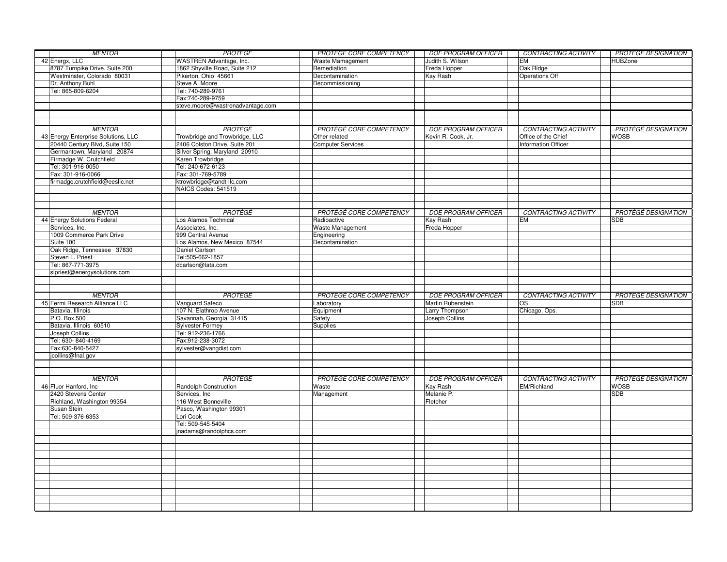| | MENTOR | PROTEGE | PROTEGE CORE COMPETENCY | DOE PROGRAM OFFICER | CONTRACTING ACTIVITY | PROTEGE DESIGNATION |
|---|---|---|---|---|---|---|
| 42 | Energx, LLC | WASTREN Advantage, Inc. | Waste Mamagement | Judith S. Wilson | EM | HUBZone |
| | 8787 Turnpike Drive, Suite 200 | 1862 Shyville Road, Suite 212 | Remediation | Freda Hopper | Oak Ridge | |
| | Westminster, Colorado 80031 | Pikerton, Ohio 45661 | Decontamination | Kay Rash | Operations Off | |
| | Dr. Anthony Buhl | Steve A. Moore | Decommissioning | | | |
| | Tel: 865-809-6204 | Tel: 740-289-9761 | | | | |
| | | Fax:740-289-9759 | | | | |
| | | steve.moore@wastrenadvantage.com | | | | |
| | MENTOR | PROTÉGÉ | PROTÉGÉ CORE COMPETENCY | DOE PROGRAM OFFICER | CONTRACTING ACTIVITY | PROTÉGÉ DESIGNATION |
| 43 | Energy Enterprise Solutions, LLC | Trowbridge and Trowbridge, LLC | Other related | Kevin R. Cook, Jr. | Office of the Chief | WOSB |
| | 20440 Century Blvd, Suite 150 | 2406 Colston Drive, Suite 201 | Computer Services | | Information Officer | |
| | Germantown, Maryland 20874 | Silver Spring, Maryland 20910 | | | | |
| | Firmadge W. Crutchfield | Karen Trowbridge | | | | |
| | Tel: 301-916-0050 | Tel: 240-672-6123 | | | | |
| | Fax: 301-916-0066 | Fax: 301-769-5789 | | | | |
| | firmadge.crutchfield@eesllc.net | ktrowbridge@tandt-llc.com | | | | |
| | | NAICS Codes: 541519 | | | | |
| | MENTOR | PROTÉGÉ | PROTÉGÉ CORE COMPETENCY | DOE PROGRAM OFFICER | CONTRACTING ACTIVITY | PROTÉGÉ DESIGNATION |
| 44 | Energy Solutions Federal | Los Alamos Technical | Radioactive | Kay Rash | EM | SDB |
| | Services, Inc. | Associates, Inc. | Waste Management | Freda Hopper | | |
| | 1009 Commerce Park Drive | 999 Central Avenue | Engineering | | | |
| | Suite 100 | Los Alamos, New Mexico 87544 | Decontamination | | | |
| | Oak Ridge, Tennessee 37830 | Daniel Carlson | | | | |
| | Steven L. Priest | Tel:505-662-1857 | | | | |
| | Tel: 867-771-3975 | dcarlson@lata.com | | | | |
| | slpriest@energysolutions.com | | | | | |
| | MENTOR | PROTÉGÉ | PROTÉGÉ CORE COMPETENCY | DOE PROGRAM OFFICER | CONTRACTING ACTIVITY | PROTÉGÉ DESIGNATION |
| 45 | Fermi Research Alliance LLC | Vanguard Safeco | Laboratory | Martin Rubenstein | OS | SDB |
| | Batavia, Illinois | 107 N. Elathrop Avenue | Equipment | Larry Thompson | Chicago, Ops. | |
| | P.O. Box 500 | Savannah, Georgia 31415 | Safety | Joseph Collins | | |
| | Batavia, Illinois 60510 | Sylvester Formey | Supplies | | | |
| | Joseph Collins | Tel: 912-236-1766 | | | | |
| | Tel: 630- 840-4169 | Fax:912-238-3072 | | | | |
| | Fax:630-840-5427 | sylvester@vangdist.com | | | | |
| | jcollins@fnal.gov | | | | | |
| | MENTOR | PROTEGE | PROTEGE CORE COMPETENCY | DOE PROGRAM OFFICER | CONTRACTING ACTIVITY | PROTEGE DESIGNATION |
| 46 | Fluor Hanford, Inc | Randolph Construction | Waste | Kay Rash | EM/Richland | WOSB |
| | 2420 Stevens Center | Services, Inc | Management | Melanie P. | | SDB |
| | Richland, Washington 99354 | 116 West Bonneville | | Fletcher | | |
| | Susan Stein | Pasco, Washington 99301 | | | | |
| | Tel: 509-376-6353 | Lori Cook | | | | |
| | | Tel: 509-545-5404 | | | | |
| | | jnadams@randolphcs.com | | | | |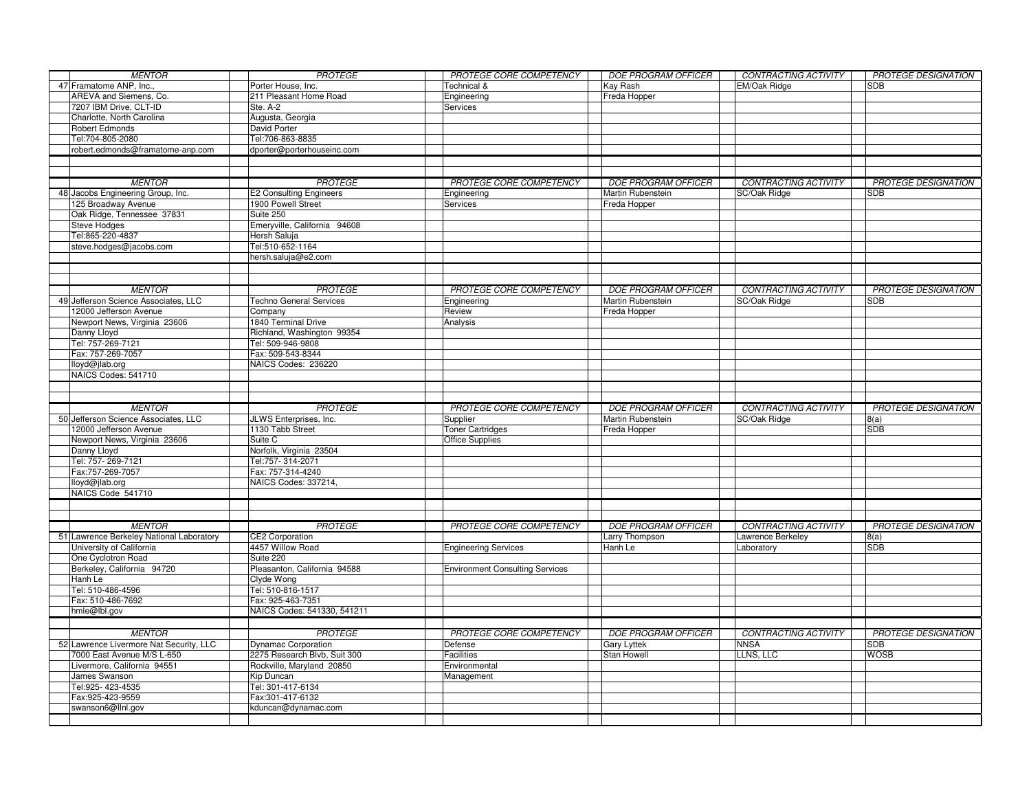| | MENTOR | PROTEGE | PROTEGE CORE COMPETENCY | DOE PROGRAM OFFICER | CONTRACTING ACTIVITY | PROTEGE DESIGNATION |
|---|---|---|---|---|---|---|
| 47 | Framatome ANP, Inc., | Porter House, Inc. | Technical & | Kay Rash | EM/Oak Ridge | SDB |
| | AREVA and Siemens, Co. | 211 Pleasant Home Road | Engineering | Freda Hopper | | |
| | 7207 IBM Drive, CLT-ID | Ste. A-2 | Services | | | |
| | Charlotte, North Carolina | Augusta, Georgia | | | | |
| | Robert Edmonds | David Porter | | | | |
| | Tel:704-805-2080 | Tel:706-863-8835 | | | | |
| | robert.edmonds@framatome-anp.com | dporter@porterhouseinc.com | | | | |
| | | | | | | |
| | MENTOR | PROTEGE | PROTEGE CORE COMPETENCY | DOE PROGRAM OFFICER | CONTRACTING ACTIVITY | PROTEGE DESIGNATION |
| 48 | Jacobs Engineering Group, Inc. | E2 Consulting Engineers | Engineering | Martin Rubenstein | SC/Oak Ridge | SDB |
| | 125 Broadway Avenue | 1900 Powell Street | Services | Freda Hopper | | |
| | Oak Ridge, Tennessee 37831 | Suite 250 | | | | |
| | Steve Hodges | Emeryville, California 94608 | | | | |
| | Tel:865-220-4837 | Hersh Saluja | | | | |
| | steve.hodges@jacobs.com | Tel:510-652-1164 | | | | |
| | | hersh.saluja@e2.com | | | | |
| | | | | | | |
| | MENTOR | PROTEGE | PROTEGE CORE COMPETENCY | DOE PROGRAM OFFICER | CONTRACTING ACTIVITY | PROTEGE DESIGNATION |
| 49 | Jefferson Science Associates, LLC | Techno General Services | Engineering | Martin Rubenstein | SC/Oak Ridge | SDB |
| | 12000 Jefferson Avenue | Company | Review | Freda Hopper | | |
| | Newport News, Virginia 23606 | 1840 Terminal Drive | Analysis | | | |
| | Danny Lloyd | Richland, Washington 99354 | | | | |
| | Tel: 757-269-7121 | Tel: 509-946-9808 | | | | |
| | Fax: 757-269-7057 | Fax: 509-543-8344 | | | | |
| | lloyd@jlab.org | NAICS Codes: 236220 | | | | |
| | NAICS Codes: 541710 | | | | | |
| | | | | | | |
| | MENTOR | PROTEGE | PROTEGE CORE COMPETENCY | DOE PROGRAM OFFICER | CONTRACTING ACTIVITY | PROTEGE DESIGNATION |
| 50 | Jefferson Science Associates, LLC | JLWS Enterprises, Inc. | Supplier | Martin Rubenstein | SC/Oak Ridge | 8(a) |
| | 12000 Jefferson Avenue | 1130 Tabb Street | Toner Cartridges | Freda Hopper | | SDB |
| | Newport News, Virginia 23606 | Suite C | Office Supplies | | | |
| | Danny Lloyd | Norfolk, Virginia 23504 | | | | |
| | Tel: 757- 269-7121 | Tel:757- 314-2071 | | | | |
| | Fax:757-269-7057 | Fax: 757-314-4240 | | | | |
| | lloyd@jlab.org | NAICS Codes: 337214, | | | | |
| | NAICS Code 541710 | | | | | |
| | | | | | | |
| | MENTOR | PROTEGE | PROTEGE CORE COMPETENCY | DOE PROGRAM OFFICER | CONTRACTING ACTIVITY | PROTEGE DESIGNATION |
| 51 | Lawrence Berkeley National Laboratory | CE2 Corporation | | Larry Thompson | Lawrence Berkeley | 8(a) |
| | University of California | 4457 Willow Road | Engineering Services | Hanh Le | Laboratory | SDB |
| | One Cyclotron Road | Suite 220 | | | | |
| | Berkeley, California 94720 | Pleasanton, California 94588 | Environment Consulting Services | | | |
| | Hanh Le | Clyde Wong | | | | |
| | Tel: 510-486-4596 | Tel: 510-816-1517 | | | | |
| | Fax: 510-486-7692 | Fax: 925-463-7351 | | | | |
| | hmle@lbl.gov | NAICS Codes: 541330, 541211 | | | | |
| | | | | | | |
| | MENTOR | PROTEGE | PROTEGE CORE COMPETENCY | DOE PROGRAM OFFICER | CONTRACTING ACTIVITY | PROTEGE DESIGNATION |
| 52 | Lawrence Livermore Nat Security, LLC | Dynamac Corporation | Defense | Gary Lyttek | NNSA | SDB |
| | 7000 East Avenue M/S L-650 | 2275 Research Blvb, Suit 300 | Facilities | Stan Howell | LLNS, LLC | WOSB |
| | Livermore, California 94551 | Rockville, Maryland 20850 | Environmental | | | |
| | James Swanson | Kip Duncan | Management | | | |
| | Tel:925- 423-4535 | Tel: 301-417-6134 | | | | |
| | Fax:925-423-9559 | Fax:301-417-6132 | | | | |
| | swanson6@llnl.gov | kduncan@dynamac.com | | | | |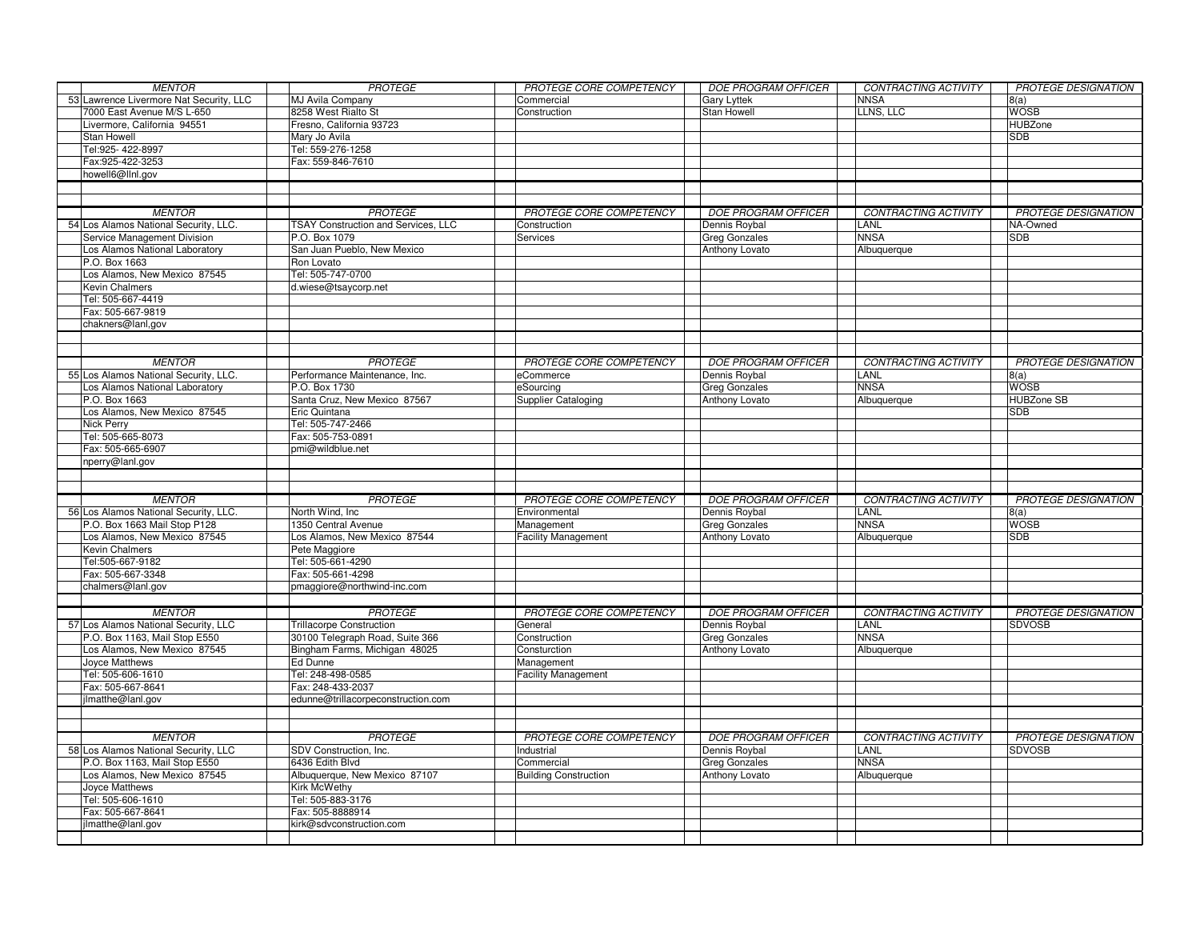| | MENTOR | PROTEGE | PROTEGE CORE COMPETENCY | DOE PROGRAM OFFICER | CONTRACTING ACTIVITY | PROTEGE DESIGNATION |
|---|---|---|---|---|---|---|
| 53 | Lawrence Livermore Nat Security, LLC | MJ Avila Company | Commercial | Gary Lyttek | NNSA | 8(a) |
| | 7000 East Avenue M/S L-650 | 8258 West Rialto St | Construction | Stan Howell | LLNS, LLC | WOSB |
| | Livermore, California 94551 | Fresno, California 93723 | | | | HUBZone |
| | Stan Howell | Mary Jo Avila | | | | SDB |
| | Tel:925- 422-8997 | Tel: 559-276-1258 | | | | |
| | Fax:925-422-3253 | Fax: 559-846-7610 | | | | |
| | howell6@llnl.gov | | | | | |
| | MENTOR | PROTEGE | PROTEGE CORE COMPETENCY | DOE PROGRAM OFFICER | CONTRACTING ACTIVITY | PROTEGE DESIGNATION |
| 54 | Los Alamos National Security, LLC. | TSAY Construction and Services, LLC | Construction | Dennis Roybal | LANL | NA-Owned |
| | Service Management Division | P.O. Box 1079 | Services | Greg Gonzales | NNSA | SDB |
| | Los Alamos National Laboratory | San Juan Pueblo, New Mexico | | Anthony Lovato | Albuquerque | |
| | P.O. Box 1663 | Ron Lovato | | | | |
| | Los Alamos, New Mexico 87545 | Tel: 505-747-0700 | | | | |
| | Kevin Chalmers | d.wiese@tsaycorp.net | | | | |
| | Tel: 505-667-4419 | | | | | |
| | Fax: 505-667-9819 | | | | | |
| | chakners@lanl,gov | | | | | |
| | MENTOR | PROTEGE | PROTEGE CORE COMPETENCY | DOE PROGRAM OFFICER | CONTRACTING ACTIVITY | PROTEGE DESIGNATION |
| 55 | Los Alamos National Security, LLC. | Performance Maintenance, Inc. | eCommerce | Dennis Roybal | LANL | 8(a) |
| | Los Alamos National Laboratory | P.O. Box 1730 | eSourcing | Greg Gonzales | NNSA | WOSB |
| | P.O. Box 1663 | Santa Cruz, New Mexico 87567 | Supplier Cataloging | Anthony Lovato | Albuquerque | HUBZone SB |
| | Los Alamos, New Mexico 87545 | Eric Quintana | | | | SDB |
| | Nick Perry | Tel: 505-747-2466 | | | | |
| | Tel: 505-665-8073 | Fax: 505-753-0891 | | | | |
| | Fax: 505-665-6907 | pmi@wildblue.net | | | | |
| | nperry@lanl.gov | | | | | |
| | MENTOR | PROTEGE | PROTEGE CORE COMPETENCY | DOE PROGRAM OFFICER | CONTRACTING ACTIVITY | PROTEGE DESIGNATION |
| 56 | Los Alamos National Security, LLC. | North Wind, Inc | Environmental | Dennis Roybal | LANL | 8(a) |
| | P.O. Box 1663 Mail Stop P128 | 1350 Central Avenue | Management | Greg Gonzales | NNSA | WOSB |
| | Los Alamos, New Mexico 87545 | Los Alamos, New Mexico 87544 | Facility Management | Anthony Lovato | Albuquerque | SDB |
| | Kevin Chalmers | Pete Maggiore | | | | |
| | Tel:505-667-9182 | Tel: 505-661-4290 | | | | |
| | Fax: 505-667-3348 | Fax: 505-661-4298 | | | | |
| | chalmers@lanl.gov | pmaggiore@northwind-inc.com | | | | |
| | MENTOR | PROTEGE | PROTEGE CORE COMPETENCY | DOE PROGRAM OFFICER | CONTRACTING ACTIVITY | PROTEGE DESIGNATION |
| 57 | Los Alamos National Security, LLC | Trillacorpe Construction | General | Dennis Roybal | LANL | SDVOSB |
| | P.O. Box 1163, Mail Stop E550 | 30100 Telegraph Road, Suite 366 | Construction | Greg Gonzales | NNSA | |
| | Los Alamos, New Mexico 87545 | Bingham Farms, Michigan 48025 | Consturction | Anthony Lovato | Albuquerque | |
| | Joyce Matthews | Ed Dunne | Management | | | |
| | Tel: 505-606-1610 | Tel: 248-498-0585 | Facility Management | | | |
| | Fax: 505-667-8641 | Fax: 248-433-2037 | | | | |
| | jlmatthe@lanl.gov | edunne@trillacorpeconstruction.com | | | | |
| | MENTOR | PROTEGE | PROTEGE CORE COMPETENCY | DOE PROGRAM OFFICER | CONTRACTING ACTIVITY | PROTEGE DESIGNATION |
| 58 | Los Alamos National Security, LLC | SDV Construction, Inc. | Industrial | Dennis Roybal | LANL | SDVOSB |
| | P.O. Box 1163, Mail Stop E550 | 6436 Edith Blvd | Commercial | Greg Gonzales | NNSA | |
| | Los Alamos, New Mexico 87545 | Albuquerque, New Mexico 87107 | Building Construction | Anthony Lovato | Albuquerque | |
| | Joyce Matthews | Kirk McWethy | | | | |
| | Tel: 505-606-1610 | Tel: 505-883-3176 | | | | |
| | Fax: 505-667-8641 | Fax: 505-8888914 | | | | |
| | jlmatthe@lanl.gov | kirk@sdvconstruction.com | | | | |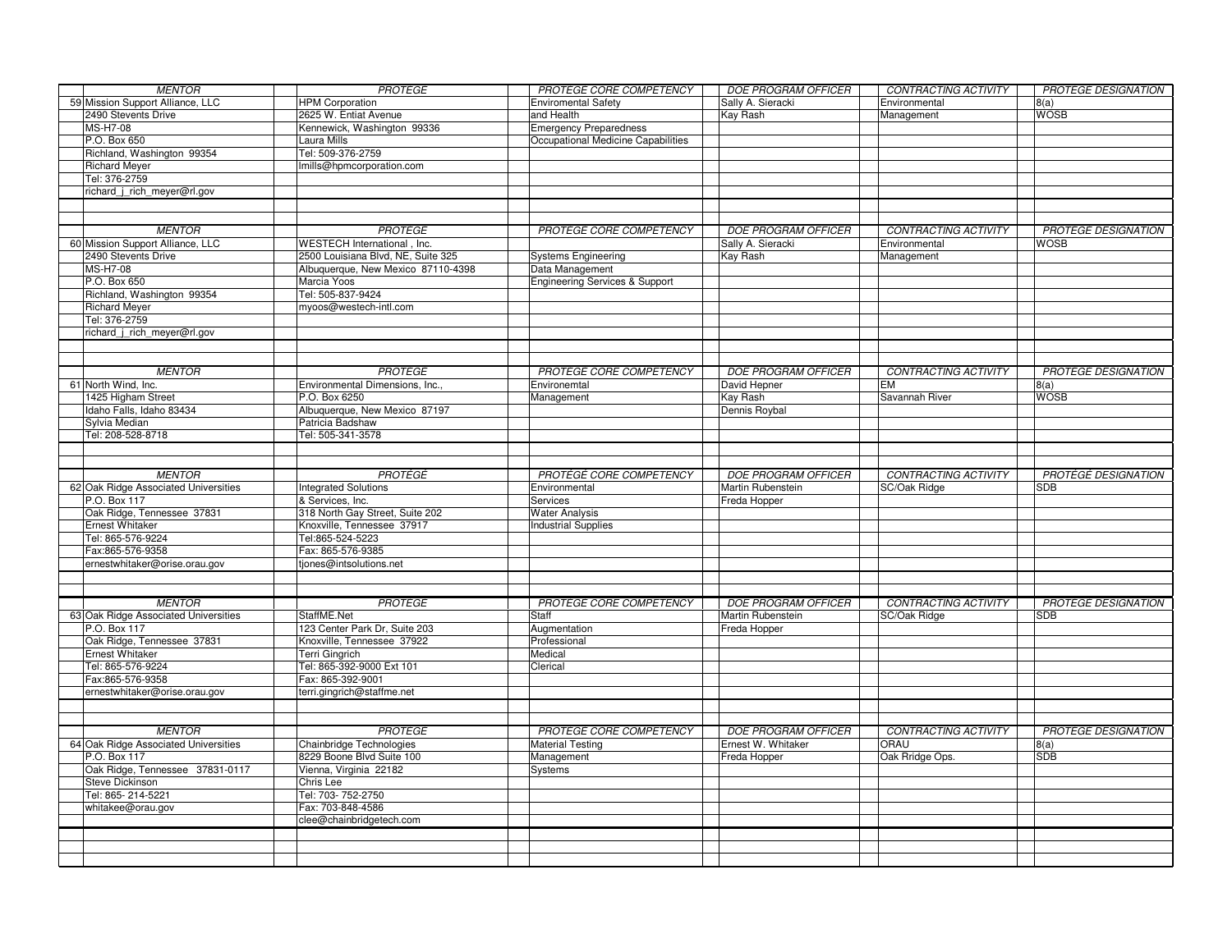| | MENTOR | PROTEGE | PROTEGE CORE COMPETENCY | DOE PROGRAM OFFICER | CONTRACTING ACTIVITY | PROTEGE DESIGNATION |
|---|---|---|---|---|---|---|
| 59 | Mission Support Alliance, LLC | HPM Corporation | Enviromental Safety | Sally A. Sieracki | Environmental | 8(a) |
| | 2490 Stevents Drive | 2625 W. Entiat Avenue | and Health | Kay Rash | Management | WOSB |
| | MS-H7-08 | Kennewick, Washington 99336 | Emergency Preparedness | | | |
| | P.O. Box 650 | Laura Mills | Occupational Medicine Capabilities | | | |
| | Richland, Washington 99354 | Tel: 509-376-2759 | | | | |
| | Richard Meyer | lmills@hpmcorporation.com | | | | |
| | Tel: 376-2759 | | | | | |
| | richard_j_rich_meyer@rl.gov | | | | | |
| | | | | | | |
| | MENTOR | PROTEGE | PROTEGE CORE COMPETENCY | DOE PROGRAM OFFICER | CONTRACTING ACTIVITY | PROTEGE DESIGNATION |
| 60 | Mission Support Alliance, LLC | WESTECH International , Inc. | | Sally A. Sieracki | Environmental | WOSB |
| | 2490 Stevents Drive | 2500 Louisiana Blvd, NE, Suite 325 | Systems Engineering | Kay Rash | Management | |
| | MS-H7-08 | Albuquerque, New Mexico 87110-4398 | Data Management | | | |
| | P.O. Box 650 | Marcia Yoos | Engineering Services & Support | | | |
| | Richland, Washington 99354 | Tel: 505-837-9424 | | | | |
| | Richard Meyer | myoos@westech-intl.com | | | | |
| | Tel: 376-2759 | | | | | |
| | richard_j_rich_meyer@rl.gov | | | | | |
| | | | | | | |
| | MENTOR | PROTEGE | PROTEGE CORE COMPETENCY | DOE PROGRAM OFFICER | CONTRACTING ACTIVITY | PROTEGE DESIGNATION |
| 61 | North Wind, Inc. | Environmental Dimensions, Inc., | Environemtal | David Hepner | EM | 8(a) |
| | 1425 Higham Street | P.O. Box 6250 | Management | Kay Rash | Savannah River | WOSB |
| | Idaho Falls, Idaho 83434 | Albuquerque, New Mexico 87197 | | Dennis Roybal | | |
| | Sylvia Median | Patricia Badshaw | | | | |
| | Tel: 208-528-8718 | Tel: 505-341-3578 | | | | |
| | | | | | | |
| | MENTOR | PROTÉGÉ | PROTÉGÉ CORE COMPETENCY | DOE PROGRAM OFFICER | CONTRACTING ACTIVITY | PROTÉGÉ DESIGNATION |
| 62 | Oak Ridge Associated Universities | Integrated Solutions | Environmental | Martin Rubenstein | SC/Oak Ridge | SDB |
| | P.O. Box 117 | & Services, Inc. | Services | Freda Hopper | | |
| | Oak Ridge, Tennessee 37831 | 318 North Gay Street, Suite 202 | Water Analysis | | | |
| | Ernest Whitaker | Knoxville, Tennessee 37917 | Industrial Supplies | | | |
| | Tel: 865-576-9224 | Tel:865-524-5223 | | | | |
| | Fax:865-576-9358 | Fax: 865-576-9385 | | | | |
| | ernestwhitaker@orise.orau.gov | tjones@intsolutions.net | | | | |
| | | | | | | |
| | MENTOR | PROTEGE | PROTEGE CORE COMPETENCY | DOE PROGRAM OFFICER | CONTRACTING ACTIVITY | PROTEGE DESIGNATION |
| 63 | Oak Ridge Associated Universities | StaffME.Net | Staff | Martin Rubenstein | SC/Oak Ridge | SDB |
| | P.O. Box 117 | 123 Center Park Dr, Suite 203 | Augmentation | Freda Hopper | | |
| | Oak Ridge, Tennessee 37831 | Knoxville, Tennessee 37922 | Professional | | | |
| | Ernest Whitaker | Terri Gingrich | Medical | | | |
| | Tel: 865-576-9224 | Tel: 865-392-9000 Ext 101 | Clerical | | | |
| | Fax:865-576-9358 | Fax: 865-392-9001 | | | | |
| | ernestwhitaker@orise.orau.gov | terri.gingrich@staffme.net | | | | |
| | | | | | | |
| | MENTOR | PROTEGE | PROTEGE CORE COMPETENCY | DOE PROGRAM OFFICER | CONTRACTING ACTIVITY | PROTEGE DESIGNATION |
| 64 | Oak Ridge Associated Universities | Chainbridge Technologies | Material Testing | Ernest W. Whitaker | ORAU | 8(a) |
| | P.O. Box 117 | 8229 Boone Blvd Suite 100 | Management | Freda Hopper | Oak Rridge Ops. | SDB |
| | Oak Ridge, Tennessee 37831-0117 | Vienna, Virginia 22182 | Systems | | | |
| | Steve Dickinson | Chris Lee | | | | |
| | Tel: 865- 214-5221 | Tel: 703- 752-2750 | | | | |
| | whitakee@orau.gov | Fax: 703-848-4586 | | | | |
| | | clee@chainbridgetech.com | | | | |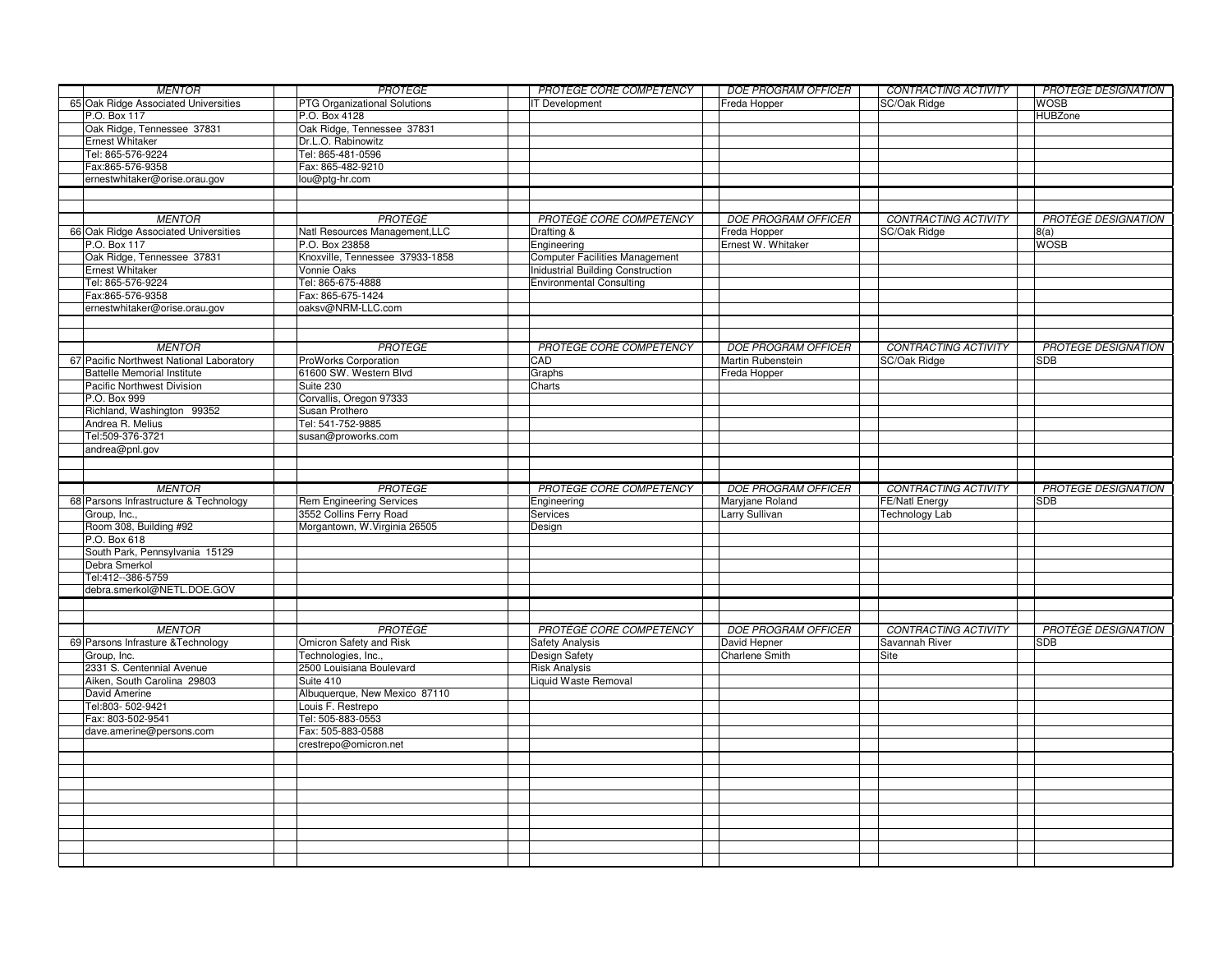| | MENTOR | PROTEGE | PROTEGE CORE COMPETENCY | DOE PROGRAM OFFICER | CONTRACTING ACTIVITY | PROTEGE DESIGNATION |
|---|---|---|---|---|---|---|
| 65 | Oak Ridge Associated Universities | PTG Organizational Solutions | IT Development | Freda Hopper | SC/Oak Ridge | WOSB |
| | P.O. Box 117 | P.O. Box 4128 | | | | HUBZone |
| | Oak Ridge, Tennessee 37831 | Oak Ridge, Tennessee 37831 | | | | |
| | Ernest Whitaker | Dr.L.O. Rabinowitz | | | | |
| | Tel: 865-576-9224 | Tel: 865-481-0596 | | | | |
| | Fax:865-576-9358 | Fax: 865-482-9210 | | | | |
| | ernestwhitaker@orise.orau.gov | lou@ptg-hr.com | | | | |
| | MENTOR | PROTÉGÉ | PROTÉGÉ CORE COMPETENCY | DOE PROGRAM OFFICER | CONTRACTING ACTIVITY | PROTÉGÉ DESIGNATION |
| 66 | Oak Ridge Associated Universities | Natl Resources Management,LLC | Drafting & | Freda Hopper | SC/Oak Ridge | 8(a) |
| | P.O. Box 117 | P.O. Box 23858 | Engineering | Ernest W. Whitaker | | WOSB |
| | Oak Ridge, Tennessee 37831 | Knoxville, Tennessee 37933-1858 | Computer Facilities Management | | | |
| | Ernest Whitaker | Vonnie Oaks | Inidustrial Building Construction | | | |
| | Tel: 865-576-9224 | Tel: 865-675-4888 | Environmental Consulting | | | |
| | Fax:865-576-9358 | Fax: 865-675-1424 | | | | |
| | ernestwhitaker@orise.orau.gov | oaksv@NRM-LLC.com | | | | |
| | MENTOR | PROTEGE | PROTEGE CORE COMPETENCY | DOE PROGRAM OFFICER | CONTRACTING ACTIVITY | PROTEGE DESIGNATION |
| 67 | Pacific Northwest National Laboratory | ProWorks Corporation | CAD | Martin Rubenstein | SC/Oak Ridge | SDB |
| | Battelle Memorial Institute | 61600 SW. Western Blvd | Graphs | Freda Hopper | | |
| | Pacific Northwest Division | Suite 230 | Charts | | | |
| | P.O. Box 999 | Corvallis, Oregon 97333 | | | | |
| | Richland, Washington 99352 | Susan Prothero | | | | |
| | Andrea R. Melius | Tel: 541-752-9885 | | | | |
| | Tel:509-376-3721 | susan@proworks.com | | | | |
| | andrea@pnl.gov | | | | | |
| | MENTOR | PROTEGE | PROTEGE CORE COMPETENCY | DOE PROGRAM OFFICER | CONTRACTING ACTIVITY | PROTEGE DESIGNATION |
| 68 | Parsons Infrastructure & Technology | Rem Engineering Services | Engineering | Maryjane Roland | FE/Natl Energy | SDB |
| | Group, Inc., | 3552 Collins Ferry Road | Services | Larry Sullivan | Technology Lab | |
| | Room 308, Building #92 | Morgantown, W.Virginia 26505 | Design | | | |
| | P.O. Box 618 | | | | | |
| | South Park, Pennsylvania 15129 | | | | | |
| | Debra Smerkol | | | | | |
| | Tel:412--386-5759 | | | | | |
| | debra.smerkol@NETL.DOE.GOV | | | | | |
| | MENTOR | PROTÉGÉ | PROTÉGÉ CORE COMPETENCY | DOE PROGRAM OFFICER | CONTRACTING ACTIVITY | PROTÉGÉ DESIGNATION |
| 69 | Parsons Infrasture &Technology | Omicron Safety and Risk | Safety Analysis | David Hepner | Savannah River | SDB |
| | Group, Inc. | Technologies, Inc., | Design Safety | Charlene Smith | Site | |
| | 2331 S. Centennial Avenue | 2500 Louisiana Boulevard | Risk Analysis | | | |
| | Aiken, South Carolina 29803 | Suite 410 | Liquid Waste Removal | | | |
| | David Amerine | Albuquerque, New Mexico 87110 | | | | |
| | Tel:803- 502-9421 | Louis F. Restrepo | | | | |
| | Fax: 803-502-9541 | Tel: 505-883-0553 | | | | |
| | dave.amerine@persons.com | Fax: 505-883-0588 | | | | |
| | | crestrepo@omicron.net | | | | |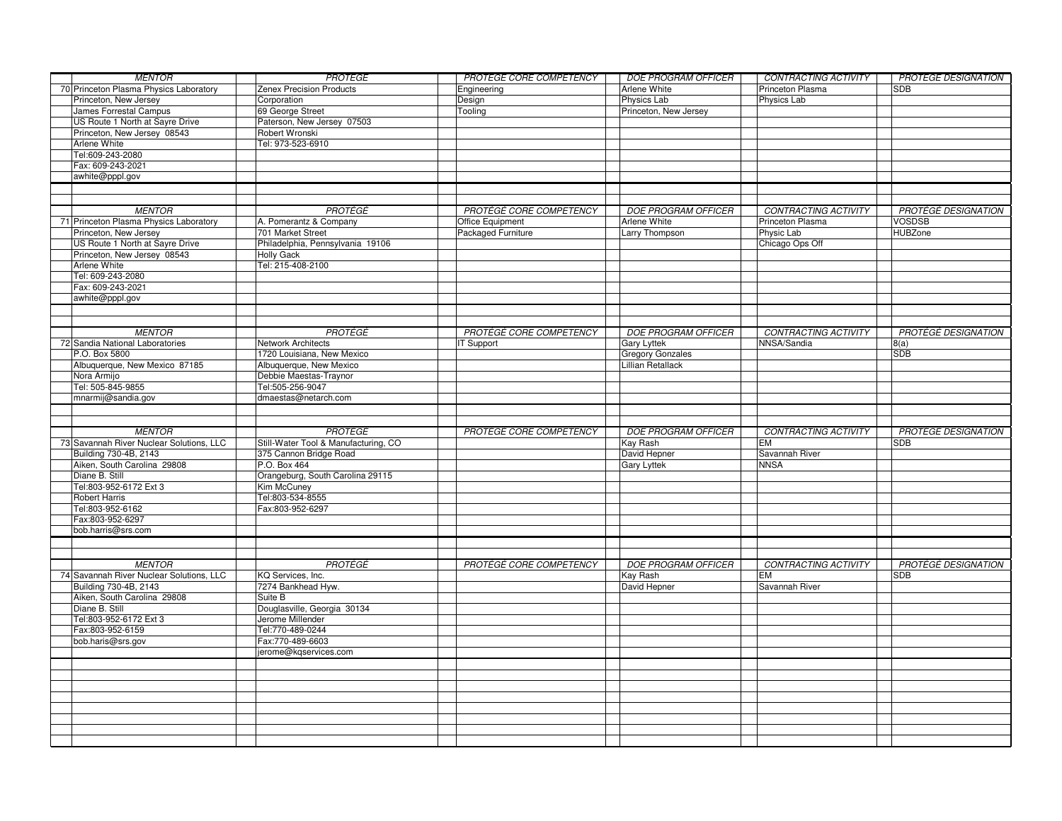| | MENTOR | PROTÉGÉ | PROTÉGÉ CORE COMPETENCY | DOE PROGRAM OFFICER | CONTRACTING ACTIVITY | PROTÉGÉ DESIGNATION |
|---|---|---|---|---|---|---|
| 70 | Princeton Plasma Physics Laboratory | Zenex Precision Products | Engineering | Arlene White | Princeton Plasma | SDB |
| | Princeton, New Jersey | Corporation | Design | Physics Lab | Physics Lab | |
| | James Forrestal Campus | 69 George Street | Tooling | Princeton, New Jersey | | |
| | US Route 1 North at Sayre Drive | Paterson, New Jersey 07503 | | | | |
| | Princeton, New Jersey 08543 | Robert Wronski | | | | |
| | Arlene White | Tel: 973-523-6910 | | | | |
| | Tel:609-243-2080 | | | | | |
| | Fax: 609-243-2021 | | | | | |
| | awhite@pppl.gov | | | | | |
| | MENTOR | PROTÉGÉ | PROTÉGÉ CORE COMPETENCY | DOE PROGRAM OFFICER | CONTRACTING ACTIVITY | PROTÉGÉ DESIGNATION |
| 71 | Princeton Plasma Physics Laboratory | A. Pomerantz & Company | Office Equipment | Arlene White | Princeton Plasma | VOSDSB |
| | Princeton, New Jersey | 701 Market Street | Packaged Furniture | Larry Thompson | Physic Lab | HUBZone |
| | US Route 1 North at Sayre Drive | Philadelphia, Pennsylvania 19106 | | | Chicago Ops Off | |
| | Princeton, New Jersey 08543 | Holly Gack | | | | |
| | Arlene White | Tel: 215-408-2100 | | | | |
| | Tel: 609-243-2080 | | | | | |
| | Fax: 609-243-2021 | | | | | |
| | awhite@pppl.gov | | | | | |
| | MENTOR | PROTÉGÉ | PROTÉGÉ CORE COMPETENCY | DOE PROGRAM OFFICER | CONTRACTING ACTIVITY | PROTÉGÉ DESIGNATION |
| 72 | Sandia National Laboratories | Network Architects | IT Support | Gary Lyttek | NNSA/Sandia | 8(a) |
| | P.O. Box 5800 | 1720 Louisiana, New Mexico | | Gregory Gonzales | | SDB |
| | Albuquerque, New Mexico 87185 | Albuquerque, New Mexico | | Lillian Retallack | | |
| | Nora Armijo | Debbie Maestas-Traynor | | | | |
| | Tel: 505-845-9855 | Tel:505-256-9047 | | | | |
| | mnarmij@sandia.gov | dmaestas@netarch.com | | | | |
| | MENTOR | PROTÉGÉ | PROTÉGÉ CORE COMPETENCY | DOE PROGRAM OFFICER | CONTRACTING ACTIVITY | PROTÉGÉ DESIGNATION |
| 73 | Savannah River Nuclear Solutions, LLC | Still-Water Tool & Manufacturing, CO | | Kay Rash | EM | SDB |
| | Building 730-4B, 2143 | 375 Cannon Bridge Road | | David Hepner | Savannah River | |
| | Aiken, South Carolina 29808 | P.O. Box 464 | | Gary Lyttek | NNSA | |
| | Diane B. Still | Orangeburg, South Carolina 29115 | | | | |
| | Tel:803-952-6172 Ext 3 | Kim McCuney | | | | |
| | Robert Harris | Tel:803-534-8555 | | | | |
| | Tel:803-952-6162 | Fax:803-952-6297 | | | | |
| | Fax:803-952-6297 | | | | | |
| | bob.harris@srs.com | | | | | |
| | MENTOR | PROTÉGÉ | PROTÉGÉ CORE COMPETENCY | DOE PROGRAM OFFICER | CONTRACTING ACTIVITY | PROTÉGÉ DESIGNATION |
| 74 | Savannah River Nuclear Solutions, LLC | KQ Services, Inc. | | Kay Rash | EM | SDB |
| | Building 730-4B, 2143 | 7274 Bankhead Hyw. | | David Hepner | Savannah River | |
| | Aiken, South Carolina 29808 | Suite B | | | | |
| | Diane B. Still | Douglasville, Georgia 30134 | | | | |
| | Tel:803-952-6172 Ext 3 | Jerome Millender | | | | |
| | Fax:803-952-6159 | Tel:770-489-0244 | | | | |
| | bob.haris@srs.gov | Fax:770-489-6603 | | | | |
| | | jerome@kqservices.com | | | | |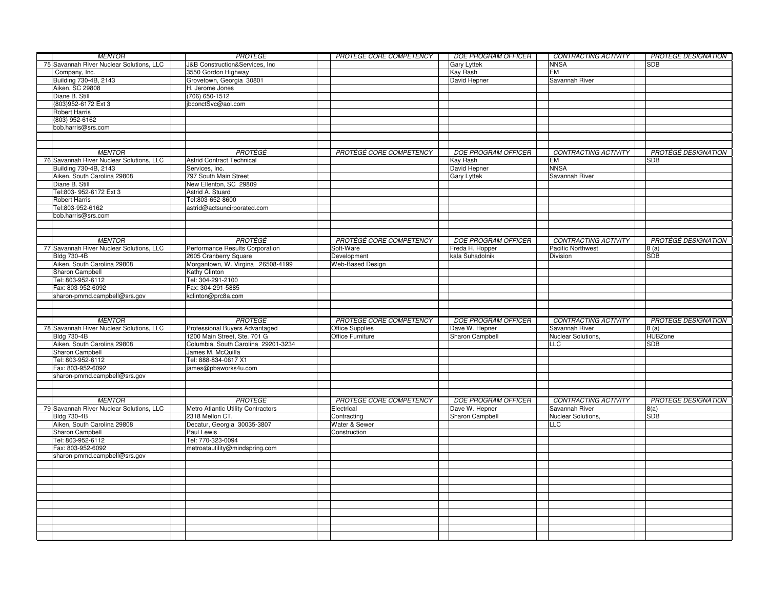| | MENTOR | PROTEGE | PROTEGE CORE COMPETENCY | DOE PROGRAM OFFICER | CONTRACTING ACTIVITY | PROTEGE DESIGNATION |
|---|---|---|---|---|---|---|
| 75 | Savannah River Nuclear Solutions, LLC | J&B Construction&Services, Inc | | Gary Lyttek | NNSA | SDB |
| | Company, Inc. | 3550 Gordon Highway | | Kay Rash | EM | |
| | Building 730-4B, 2143 | Grovetown, Georgia 30801 | | David Hepner | Savannah River | |
| | Aiken, SC 29808 | H. Jerome Jones | | | | |
| | Diane B. Still | (706) 650-1512 | | | | |
| | (803)952-6172 Ext 3 | jbconctSvc@aol.com | | | | |
| | Robert Harris | | | | | |
| | (803) 952-6162 | | | | | |
| | bob.harris@srs.com | | | | | |

| | MENTOR | PROTÉGÉ | PROTÉGÉ CORE COMPETENCY | DOE PROGRAM OFFICER | CONTRACTING ACTIVITY | PROTÉGÉ DESIGNATION |
|---|---|---|---|---|---|---|
| 76 | Savannah River Nuclear Solutions, LLC | Astrid Contract Technical | | Kay Rash | EM | SDB |
| | Building 730-4B, 2143 | Services, Inc. | | David Hepner | NNSA | |
| | Aiken, South Carolina 29808 | 797 South Main Street | | Gary Lyttek | Savannah River | |
| | Diane B. Still | New Ellenton, SC 29809 | | | | |
| | Tel:803- 952-6172 Ext 3 | Astrid A. Stuard | | | | |
| | Robert Harris | Tel:803-652-8600 | | | | |
| | Tel:803-952-6162 | astrid@actsuncirporated.com | | | | |
| | bob.harris@srs.com | | | | | |

| | MENTOR | PROTÉGÉ | PROTÉGÉ CORE COMPETENCY | DOE PROGRAM OFFICER | CONTRACTING ACTIVITY | PROTÉGÉ DESIGNATION |
|---|---|---|---|---|---|---|
| 77 | Savannah River Nuclear Solutions, LLC | Performance Results Corporation | Soft-Ware | Freda H. Hopper | Pacific Northwest | 8 (a) |
| | Bldg 730-4B | 2605 Cranberry Square | Development | kala Suhadolnik | Division | SDB |
| | Aiken, South Carolina 29808 | Morgantown, W. Virgina 26508-4199 | Web-Based Design | | | |
| | Sharon Campbell | Kathy Clinton | | | | |
| | Tel: 803-952-6112 | Tel: 304-291-2100 | | | | |
| | Fax: 803-952-6092 | Fax: 304-291-5885 | | | | |
| | sharon-pmmd.campbell@srs.gov | kclinton@prc8a.com | | | | |

| | MENTOR | PROTEGE | PROTEGE CORE COMPETENCY | DOE PROGRAM OFFICER | CONTRACTING ACTIVITY | PROTEGE DESIGNATION |
|---|---|---|---|---|---|---|
| 78 | Savannah River Nuclear Solutions, LLC | Professional Buyers Advantaged | Office Supplies | Dave W. Hepner | Savannah River | 8 (a) |
| | Bldg 730-4B | 1200 Main Street, Ste. 701 G | Office Furniture | Sharon Campbell | Nuclear Solutions, | HUBZone |
| | Aiken, South Carolina 29808 | Columbia, South Carolina 29201-3234 | | | LLC | SDB |
| | Sharon Campbell | James M. McQuilla | | | | |
| | Tel: 803-952-6112 | Tel: 888-834-0617 X1 | | | | |
| | Fax: 803-952-6092 | james@pbaworks4u.com | | | | |
| | sharon-pmmd.campbell@srs.gov | | | | | |

| | MENTOR | PROTEGE | PROTEGE CORE COMPETENCY | DOE PROGRAM OFFICER | CONTRACTING ACTIVITY | PROTEGE DESIGNATION |
|---|---|---|---|---|---|---|
| 79 | Savannah River Nuclear Solutions, LLC | Metro Atlantic Utility Contractors | Electrical | Dave W. Hepner | Savannah River | 8(a) |
| | Bldg 730-4B | 2318 Mellon CT. | Contracting | Sharon Campbell | Nuclear Solutions, | SDB |
| | Aiken, South Carolina 29808 | Decatur, Georgia 30035-3807 | Water & Sewer | | LLC | |
| | Sharon Campbell | Paul Lewis | Construction | | | |
| | Tel: 803-952-6112 | Tel: 770-323-0094 | | | | |
| | Fax: 803-952-6092 | metroatautility@mindspring.com | | | | |
| | sharon-pmmd.campbell@srs.gov | | | | | |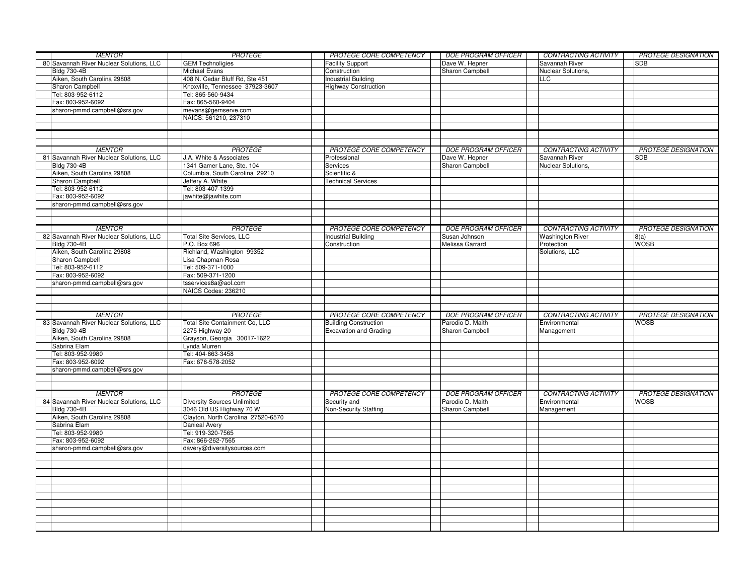| | MENTOR | PROTEGE | PROTEGE CORE COMPETENCY | DOE PROGRAM OFFICER | CONTRACTING ACTIVITY | PROTEGE DESIGNATION |
|---|---|---|---|---|---|---|
| 80 | Savannah River Nuclear Solutions, LLC | GEM Technoligies | Facility Support | Dave W. Hepner | Savannah River | SDB |
| | Bldg 730-4B | Michael Evans | Construction | Sharon Campbell | Nuclear Solutions, | |
| | Aiken, South Carolina 29808 | 408 N. Cedar Bluff Rd, Ste 451 | Industrial Building | | LLC | |
| | Sharon Campbell | Knoxville, Tennessee 37923-3607 | Highway Construction | | | |
| | Tel: 803-952-6112 | Tel: 865-560-9434 | | | | |
| | Fax: 803-952-6092 | Fax: 865-560-9404 | | | | |
| | sharon-pmmd.campbell@srs.gov | mevans@gemserve.com | | | | |
| | | NAICS: 561210, 237310 | | | | |
| | MENTOR | PROTÉGÉ | PROTÉGÉ CORE COMPETENCY | DOE PROGRAM OFFICER | CONTRACTING ACTIVITY | PROTÉGÉ DESIGNATION |
| 81 | Savannah River Nuclear Solutions, LLC | J.A. White & Associates | Professional | Dave W. Hepner | Savannah River | SDB |
| | Bldg 730-4B | 1341 Gamer Lane, Ste. 104 | Services | Sharon Campbell | Nuclear Solutions, | |
| | Aiken, South Carolina 29808 | Columbia, South Carolina 29210 | Scientific & | | . | |
| | Sharon Campbell | Jeffery A. White | Technical Services | | | |
| | Tel: 803-952-6112 | Tel: 803-407-1399 | | | | |
| | Fax: 803-952-6092 | jawhite@jawhite.com | | | | |
| | sharon-pmmd.campbell@srs.gov | | | | | |
| | MENTOR | PROTEGE | PROTEGE CORE COMPETENCY | DOE PROGRAM OFFICER | CONTRACTING ACTIVITY | PROTEGE DESIGNATION |
| 82 | Savannah River Nuclear Solutions, LLC | Total Site Services, LLC | Industrial Building | Susan Johnson | Washington River | 8(a) |
| | Bldg 730-4B | P.O. Box 696 | Construction | Melissa Garrard | Protection | WOSB |
| | Aiken, South Carolina 29808 | Richland, Washington 99352 | | | Solutions, LLC | |
| | Sharon Campbell | Lisa Chapman-Rosa | | | | |
| | Tel: 803-952-6112 | Tel: 509-371-1000 | | | | |
| | Fax: 803-952-6092 | Fax: 509-371-1200 | | | | |
| | sharon-pmmd.campbell@srs.gov | tsservices8a@aol.com | | | | |
| | | NAICS Codes: 236210 | | | | |
| | MENTOR | PROTEGE | PROTEGE CORE COMPETENCY | DOE PROGRAM OFFICER | CONTRACTING ACTIVITY | PROTEGE DESIGNATION |
| 83 | Savannah River Nuclear Solutions, LLC | Total Site Containment Co, LLC | Building Construction | Parodio D. Maith | Environmental | WOSB |
| | Bldg 730-4B | 2275 Highway 20 | Excavation and Grading | Sharon Campbell | Management | |
| | Aiken, South Carolina 29808 | Grayson, Georgia 30017-1622 | | | | |
| | Sabrina Elam | Lynda Murren | | | | |
| | Tel: 803-952-9980 | Tel: 404-863-3458 | | | | |
| | Fax: 803-952-6092 | Fax: 678-578-2052 | | | | |
| | sharon-pmmd.campbell@srs.gov | | | | | |
| | MENTOR | PROTEGE | PROTEGE CORE COMPETENCY | DOE PROGRAM OFFICER | CONTRACTING ACTIVITY | PROTEGE DESIGNATION |
| 84 | Savannah River Nuclear Solutions, LLC | Diversity Sources Unlimited | Security and | Parodio D. Maith | Environmental | WOSB |
| | Bldg 730-4B | 3046 Old US Highway 70 W | Non-Security Staffing | Sharon Campbell | Management | |
| | Aiken, South Carolina 29808 | Clayton, North Carolina 27520-6570 | | | | |
| | Sabrina Elam | Danieal Avery | | | | |
| | Tel: 803-952-9980 | Tel: 919-320-7565 | | | | |
| | Fax: 803-952-6092 | Fax: 866-262-7565 | | | | |
| | sharon-pmmd.campbell@srs.gov | davery@diversitysources.com | | | | |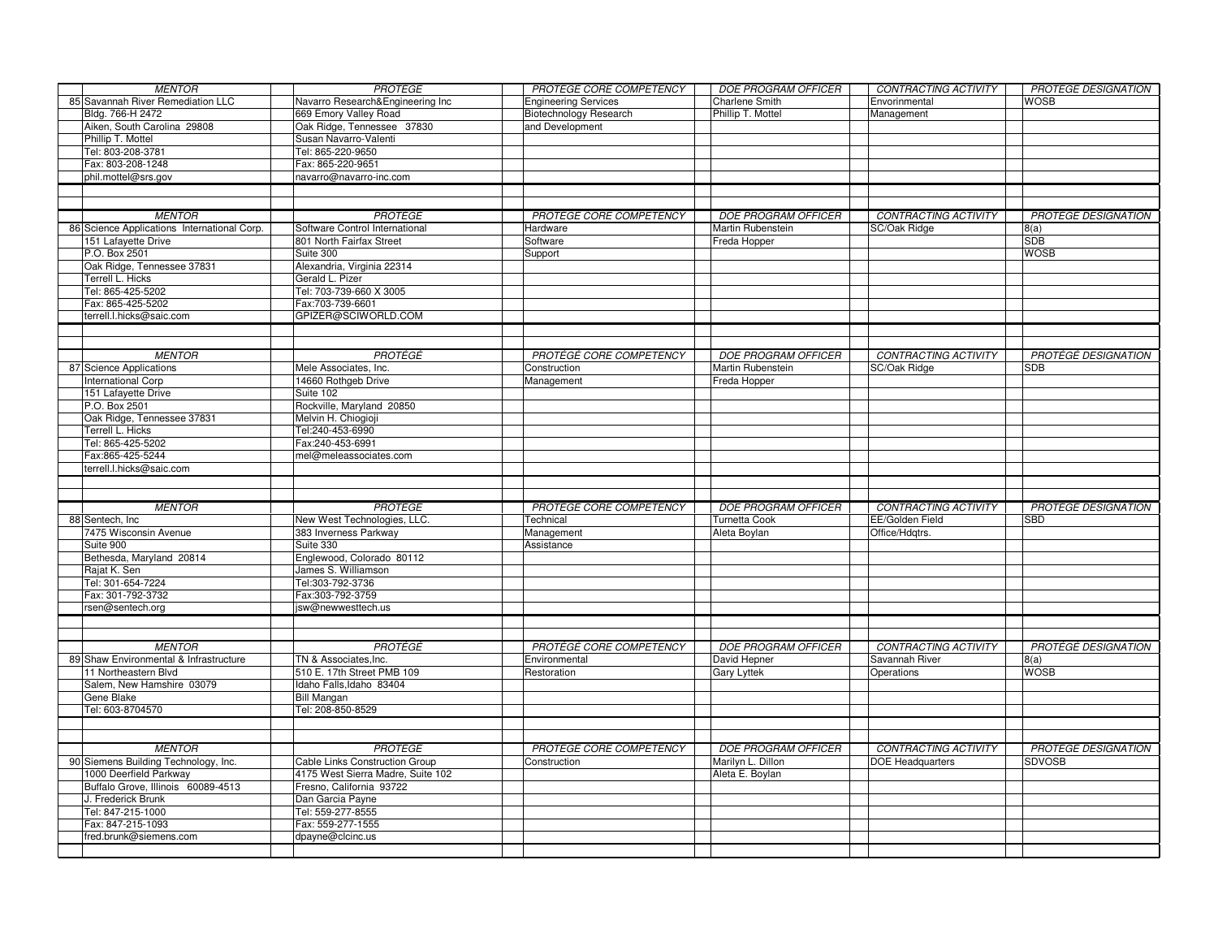| | MENTOR | PROTEGE | PROTEGE CORE COMPETENCY | DOE PROGRAM OFFICER | CONTRACTING ACTIVITY | PROTEGE DESIGNATION |
|---|---|---|---|---|---|---|
| 85 | Savannah River Remediation LLC | Navarro Research&Engineering Inc | Engineering Services | Charlene Smith | Envorinmental | WOSB |
| | Bldg. 766-H 2472 | 669 Emory Valley Road | Biotechnology Research | Phillip T. Mottel | Management | |
| | Aiken, South Carolina 29808 | Oak Ridge, Tennessee 37830 | and Development | | | |
| | Phillip T. Mottel | Susan Navarro-Valenti | | | | |
| | Tel: 803-208-3781 | Tel: 865-220-9650 | | | | |
| | Fax: 803-208-1248 | Fax: 865-220-9651 | | | | |
| | phil.mottel@srs.gov | navarro@navarro-inc.com | | | | |
| | | | | | | |
| | MENTOR | PROTEGE | PROTEGE CORE COMPETENCY | DOE PROGRAM OFFICER | CONTRACTING ACTIVITY | PROTEGE DESIGNATION |
| 86 | Science Applications International Corp. | Software Control International | Hardware | Martin Rubenstein | SC/Oak Ridge | 8(a) |
| | 151 Lafayette Drive | 801 North Fairfax Street | Software | Freda Hopper | | SDB |
| | P.O. Box 2501 | Suite 300 | Support | | | WOSB |
| | Oak Ridge, Tennessee 37831 | Alexandria, Virginia 22314 | | | | |
| | Terrell L. Hicks | Gerald L. Pizer | | | | |
| | Tel: 865-425-5202 | Tel: 703-739-660 X 3005 | | | | |
| | Fax: 865-425-5202 | Fax:703-739-6601 | | | | |
| | terrell.l.hicks@saic.com | GPIZER@SCIWORLD.COM | | | | |
| | | | | | | |
| | MENTOR | PROTÉGÉ | PROTÉGÉ CORE COMPETENCY | DOE PROGRAM OFFICER | CONTRACTING ACTIVITY | PROTÉGÉ DESIGNATION |
| 87 | Science Applications | Mele Associates, Inc. | Construction | Martin Rubenstein | SC/Oak Ridge | SDB |
| | International Corp | 14660 Rothgeb Drive | Management | Freda Hopper | | |
| | 151 Lafayette Drive | Suite 102 | | | | |
| | P.O. Box 2501 | Rockville, Maryland 20850 | | | | |
| | Oak Ridge, Tennessee 37831 | Melvin H. Chiogioji | | | | |
| | Terrell L. Hicks | Tel:240-453-6990 | | | | |
| | Tel: 865-425-5202 | Fax:240-453-6991 | | | | |
| | Fax:865-425-5244 | mel@meleassociates.com | | | | |
| | terrell.l.hicks@saic.com | | | | | |
| | | | | | | |
| | MENTOR | PROTEGE | PROTEGE CORE COMPETENCY | DOE PROGRAM OFFICER | CONTRACTING ACTIVITY | PROTEGE DESIGNATION |
| 88 | Sentech, Inc | New West Technologies, LLC. | Technical | Turnetta Cook | EE/Golden Field | SBD |
| | 7475 Wisconsin Avenue | 383 Inverness Parkway | Management | Aleta Boylan | Office/Hdqtrs. | |
| | Suite 900 | Suite 330 | Assistance | | | |
| | Bethesda, Maryland 20814 | Englewood, Colorado 80112 | | | | |
| | Rajat K. Sen | James S. Williamson | | | | |
| | Tel: 301-654-7224 | Tel:303-792-3736 | | | | |
| | Fax: 301-792-3732 | Fax:303-792-3759 | | | | |
| | rsen@sentech.org | jsw@newwesttech.us | | | | |
| | | | | | | |
| | MENTOR | PROTÉGÉ | PROTÉGÉ CORE COMPETENCY | DOE PROGRAM OFFICER | CONTRACTING ACTIVITY | PROTÉGÉ DESIGNATION |
| 89 | Shaw Environmental & Infrastructure | TN & Associates,Inc. | Environmental | David Hepner | Savannah River | 8(a) |
| | 11 Northeastern Blvd | 510 E. 17th Street PMB 109 | Restoration | Gary Lyttek | Operations | WOSB |
| | Salem, New Hamshire 03079 | Idaho Falls,Idaho 83404 | | | | |
| | Gene Blake | Bill Mangan | | | | |
| | Tel: 603-8704570 | Tel: 208-850-8529 | | | | |
| | | | | | | |
| | MENTOR | PROTEGE | PROTEGE CORE COMPETENCY | DOE PROGRAM OFFICER | CONTRACTING ACTIVITY | PROTEGE DESIGNATION |
| 90 | Siemens Building Technology, Inc. | Cable Links Construction Group | Construction | Marilyn L. Dillon | DOE Headquarters | SDVOSB |
| | 1000 Deerfield Parkway | 4175 West Sierra Madre, Suite 102 | | Aleta E. Boylan | | |
| | Buffalo Grove, Illinois 60089-4513 | Fresno, California 93722 | | | | |
| | J. Frederick Brunk | Dan Garcia Payne | | | | |
| | Tel: 847-215-1000 | Tel: 559-277-8555 | | | | |
| | Fax: 847-215-1093 | Fax: 559-277-1555 | | | | |
| | fred.brunk@siemens.com | dpayne@clcinc.us | | | | |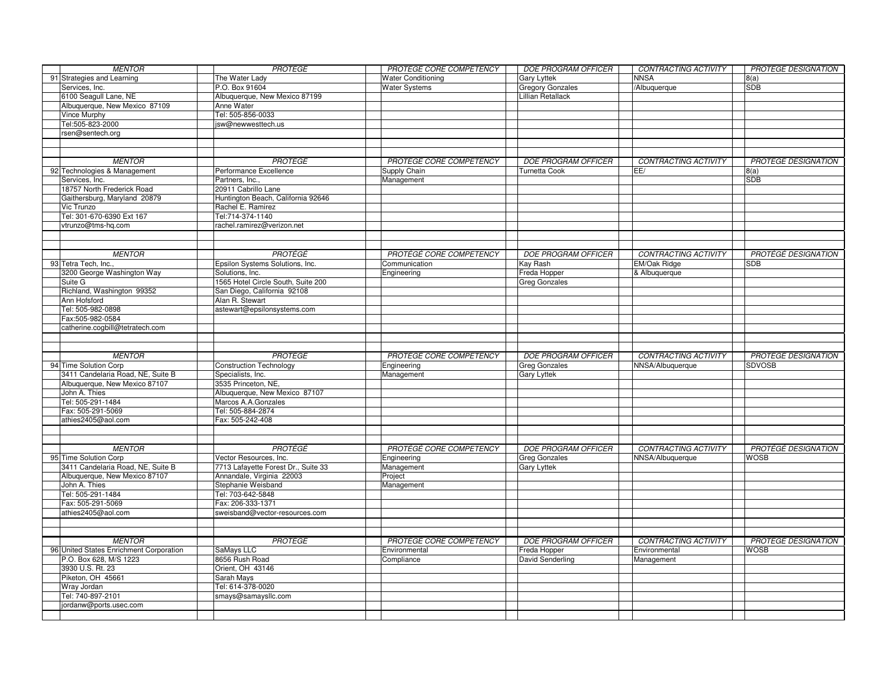| | MENTOR | PROTEGE | PROTEGE CORE COMPETENCY | DOE PROGRAM OFFICER | CONTRACTING ACTIVITY | PROTEGE DESIGNATION |
|---|---|---|---|---|---|---|
| 91 | Strategies and Learning | The Water Lady | Water Conditioning | Gary Lyttek | NNSA | 8(a) |
| | Services, Inc. | P.O. Box 91604 | Water Systems | Gregory Gonzales | /Albuquerque | SDB |
| | 6100 Seagull Lane, NE | Albuquerque, New Mexico 87199 | | Lillian Retallack | | |
| | Albuquerque, New Mexico 87109 | Anne Water | | | | |
| | Vince Murphy | Tel: 505-856-0033 | | | | |
| | Tel:505-823-2000 | jsw@newwesttech.us | | | | |
| | rsen@sentech.org | | | | | |
| | | | | | | |
| | MENTOR | PROTEGE | PROTEGE CORE COMPETENCY | DOE PROGRAM OFFICER | CONTRACTING ACTIVITY | PROTEGE DESIGNATION |
| 92 | Technologies & Management | Performance Excellence | Supply Chain | Turnetta Cook | EE/ | 8(a) |
| | Services, Inc. | Partners, Inc., | Management | | | SDB |
| | 18757 North Frederick Road | 20911 Cabrillo Lane | | | | |
| | Gaithersburg, Maryland 20879 | Huntington Beach, California 92646 | | | | |
| | Vic Trunzo | Rachel E. Ramirez | | | | |
| | Tel: 301-670-6390 Ext 167 | Tel:714-374-1140 | | | | |
| | vtrunzo@tms-hq.com | rachel.ramirez@verizon.net | | | | |
| | | | | | | |
| | MENTOR | PROTÉGÉ | PROTÉGÉ CORE COMPETENCY | DOE PROGRAM OFFICER | CONTRACTING ACTIVITY | PROTÉGÉ DESIGNATION |
| 93 | Tetra Tech, Inc., | Epsilon Systems Solutions, Inc. | Communication | Kay Rash | EM/Oak Ridge | SDB |
| | 3200 George Washington Way | Solutions, Inc. | Engineering | Freda Hopper | & Albuquerque | |
| | Suite G | 1565 Hotel Circle South, Suite 200 | | Greg Gonzales | | |
| | Richland, Washington 99352 | San Diego, California 92108 | | | | |
| | Ann Hofsford | Alan R. Stewart | | | | |
| | Tel: 505-982-0898 | astewart@epsilonsystems.com | | | | |
| | Fax:505-982-0584 | | | | | |
| | catherine.cogbill@tetratech.com | | | | | |
| | | | | | | |
| | MENTOR | PROTEGE | PROTEGE CORE COMPETENCY | DOE PROGRAM OFFICER | CONTRACTING ACTIVITY | PROTEGE DESIGNATION |
| 94 | Time Solution Corp | Construction Technology | Engineering | Greg Gonzales | NNSA/Albuquerque | SDVOSB |
| | 3411 Candelaria Road, NE, Suite B | Specialists, Inc. | Management | Gary Lyttek | | |
| | Albuquerque, New Mexico 87107 | 3535 Princeton, NE, | | | | |
| | John A. Thies | Albuquerque, New Mexico 87107 | | | | |
| | Tel: 505-291-1484 | Marcos A.A.Gonzales | | | | |
| | Fax: 505-291-5069 | Tel: 505-884-2874 | | | | |
| | athies2405@aol.com | Fax: 505-242-408 | | | | |
| | | | | | | |
| | MENTOR | PROTÉGÉ | PROTÉGÉ CORE COMPETENCY | DOE PROGRAM OFFICER | CONTRACTING ACTIVITY | PROTÉGÉ DESIGNATION |
| 95 | Time Solution Corp | Vector Resources, Inc. | Engineering | Greg Gonzales | NNSA/Albuquerque | WOSB |
| | 3411 Candelaria Road, NE, Suite B | 7713 Lafayette Forest Dr., Suite 33 | Management | Gary Lyttek | | |
| | Albuquerque, New Mexico 87107 | Annandale, Virginia 22003 | Project | | | |
| | John A. Thies | Stephanie Weisband | Management | | | |
| | Tel: 505-291-1484 | Tel: 703-642-5848 | | | | |
| | Fax: 505-291-5069 | Fax: 206-333-1371 | | | | |
| | athies2405@aol.com | sweisband@vector-resources.com | | | | |
| | | | | | | |
| | MENTOR | PROTEGE | PROTEGE CORE COMPETENCY | DOE PROGRAM OFFICER | CONTRACTING ACTIVITY | PROTEGE DESIGNATION |
| 96 | United States Enrichment Corporation | SaMays LLC | Environmental | Freda Hopper | Environmental | WOSB |
| | P.O. Box 628, M/S 1223 | 8656 Rush Road | Compliance | David Senderling | Management | |
| | 3930 U.S. Rt. 23 | Orient, OH 43146 | | | | |
| | Piketon, OH 45661 | Sarah Mays | | | | |
| | Wray Jordan | Tel: 614-378-0020 | | | | |
| | Tel: 740-897-2101 | smays@samaysllc.com | | | | |
| | jordanw@ports.usec.com | | | | | |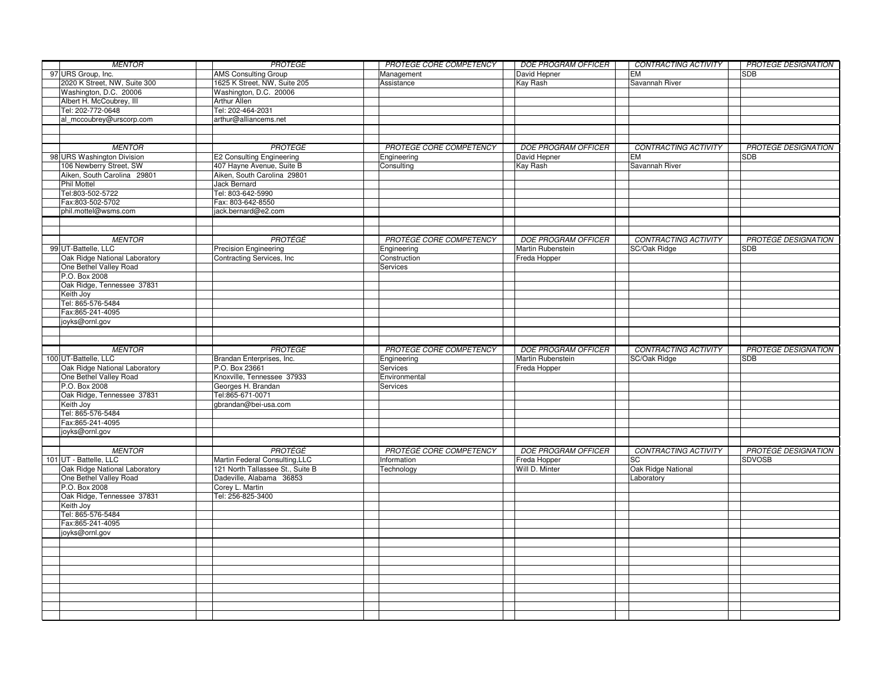| | MENTOR | PROTEGE | PROTEGE CORE COMPETENCY | DOE PROGRAM OFFICER | CONTRACTING ACTIVITY | PROTEGE DESIGNATION |
|---|---|---|---|---|---|---|
| 97 | URS Group, Inc. | AMS Consulting Group | Management | David Hepner | EM | SDB |
| | 2020 K Street, NW, Suite 300 | 1625 K Street, NW, Suite 205 | Assistance | Kay Rash | Savannah River | |
| | Washington, D.C. 20006 | Washington, D.C. 20006 | | | | |
| | Albert H. McCoubrey, III | Arthur Allen | | | | |
| | Tel: 202-772-0648 | Tel: 202-464-2031 | | | | |
| | al_mccoubrey@urscorp.com | arthur@alliancems.net | | | | |
| | MENTOR | PROTEGE | PROTEGE CORE COMPETENCY | DOE PROGRAM OFFICER | CONTRACTING ACTIVITY | PROTEGE DESIGNATION |
| 98 | URS Washington Division | E2 Consulting Engineering | Engineering | David Hepner | EM | SDB |
| | 106 Newberry Street, SW | 407 Hayne Avenue, Suite B | Consulting | Kay Rash | Savannah River | |
| | Aiken, South Carolina 29801 | Aiken, South Carolina 29801 | | | | |
| | Phil Mottel | Jack Bernard | | | | |
| | Tel:803-502-5722 | Tel: 803-642-5990 | | | | |
| | Fax:803-502-5702 | Fax: 803-642-8550 | | | | |
| | phil.mottel@wsms.com | jack.bernard@e2.com | | | | |
| | MENTOR | PROTÉGÉ | PROTÉGÉ CORE COMPETENCY | DOE PROGRAM OFFICER | CONTRACTING ACTIVITY | PROTÉGÉ DESIGNATION |
| 99 | UT-Battelle, LLC | Precision Engineering | Engineering | Martin Rubenstein | SC/Oak Ridge | SDB |
| | Oak Ridge National Laboratory | Contracting Services, Inc | Construction | Freda Hopper | | |
| | One Bethel Valley Road | | Services | | | |
| | P.O. Box 2008 | | | | | |
| | Oak Ridge, Tennessee 37831 | | | | | |
| | Keith Joy | | | | | |
| | Tel: 865-576-5484 | | | | | |
| | Fax:865-241-4095 | | | | | |
| | joyks@ornl.gov | | | | | |
| | MENTOR | PROTEGE | PROTEGE CORE COMPETENCY | DOE PROGRAM OFFICER | CONTRACTING ACTIVITY | PROTEGE DESIGNATION |
| 100 | UT-Battelle, LLC | Brandan Enterprises, Inc. | Engineering | Martin Rubenstein | SC/Oak Ridge | SDB |
| | Oak Ridge National Laboratory | P.O. Box 23661 | Services | Freda Hopper | | |
| | One Bethel Valley Road | Knoxville, Tennessee 37933 | Environmental | | | |
| | P.O. Box 2008 | Georges H. Brandan | Services | | | |
| | Oak Ridge, Tennessee 37831 | Tel:865-671-0071 | | | | |
| | Keith Joy | gbrandan@bei-usa.com | | | | |
| | Tel: 865-576-5484 | | | | | |
| | Fax:865-241-4095 | | | | | |
| | joyks@ornl.gov | | | | | |
| | MENTOR | PROTÉGÉ | PROTÉGÉ CORE COMPETENCY | DOE PROGRAM OFFICER | CONTRACTING ACTIVITY | PROTÉGÉ DESIGNATION |
| 101 | UT - Battelle, LLC | Martin Federal Consulting,LLC | Information | Freda Hopper | SC | SDVOSB |
| | Oak Ridge National Laboratory | 121 North Tallassee St., Suite B | Technology | Will D. Minter | Oak Ridge National | |
| | One Bethel Valley Road | Dadeville, Alabama 36853 | | | Laboratory | |
| | P.O. Box 2008 | Corey L. Martin | | | | |
| | Oak Ridge, Tennessee 37831 | Tel: 256-825-3400 | | | | |
| | Keith Joy | | | | | |
| | Tel: 865-576-5484 | | | | | |
| | Fax:865-241-4095 | | | | | |
| | joyks@ornl.gov | | | | | |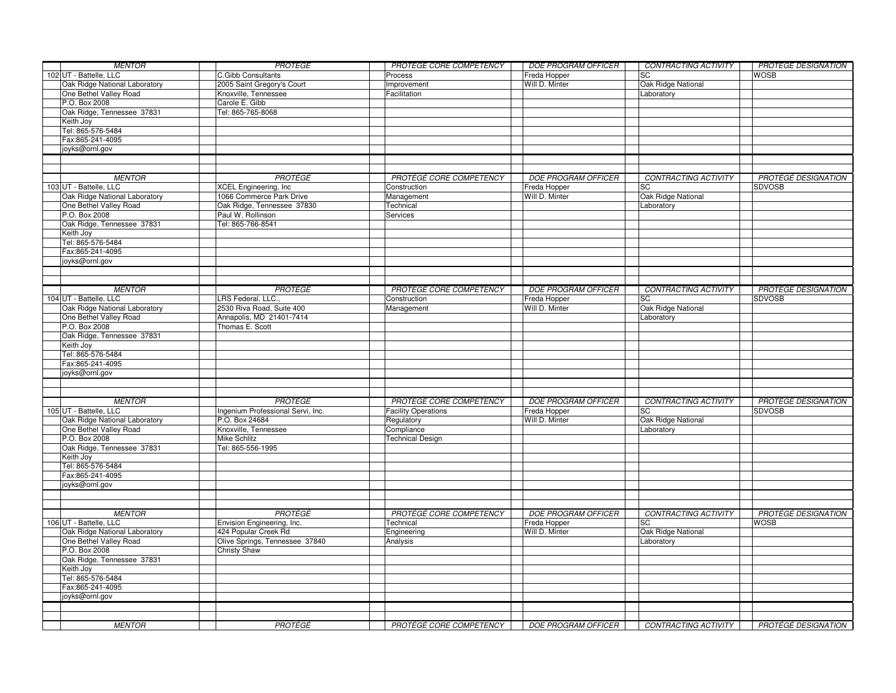| | MENTOR | PROTEGE | PROTEGE CORE COMPETENCY | DOE PROGRAM OFFICER | CONTRACTING ACTIVITY | PROTEGE DESIGNATION |
|---|---|---|---|---|---|---|
| 102 | UT - Battelle, LLC | C.Gibb Consultants | Process | Freda Hopper | SC | WOSB |
| | Oak Ridge National Laboratory | 2005 Saint Gregory's Court | Improvement | Will D. Minter | Oak Ridge National | |
| | One Bethel Valley Road | Knoxville, Tennessee | Facilitation | | Laboratory | |
| | P.O. Box 2008 | Carole E. Gibb | | | | |
| | Oak Ridge, Tennessee 37831 | Tel: 865-765-8068 | | | | |
| | Keith Joy | | | | | |
| | Tel: 865-576-5484 | | | | | |
| | Fax:865-241-4095 | | | | | |
| | joyks@ornl.gov | | | | | |
| | | | | | | |
| | | | | | | |
| | MENTOR | PROTÉGÉ | PROTÉGÉ CORE COMPETENCY | DOE PROGRAM OFFICER | CONTRACTING ACTIVITY | PROTÉGÉ DESIGNATION |
| 103 | UT - Battelle, LLC | XCEL Engineering, Inc | Construction | Freda Hopper | SC | SDVOSB |
| | Oak Ridge National Laboratory | 1066 Commerce Park Drive | Management | Will D. Minter | Oak Ridge National | |
| | One Bethel Valley Road | Oak Ridge, Tennessee 37830 | Technical | | Laboratory | |
| | P.O. Box 2008 | Paul W. Rollinson | Services | | | |
| | Oak Ridge, Tennessee 37831 | Tel: 865-766-8541 | | | | |
| | Keith Joy | | | | | |
| | Tel: 865-576-5484 | | | | | |
| | Fax:865-241-4095 | | | | | |
| | joyks@ornl.gov | | | | | |
| | | | | | | |
| | | | | | | |
| | MENTOR | PROTEGE | PROTEGE CORE COMPETENCY | DOE PROGRAM OFFICER | CONTRACTING ACTIVITY | PROTEGE DESIGNATION |
| 104 | UT - Battelle, LLC | LRS Federal, LLC., | Construction | Freda Hopper | SC | SDVOSB |
| | Oak Ridge National Laboratory | 2530 Riva Road, Suite 400 | Management | Will D. Minter | Oak Ridge National | |
| | One Bethel Valley Road | Annapolis, MD 21401-7414 | | | Laboratory | |
| | P.O. Box 2008 | Thomas E. Scott | | | | |
| | Oak Ridge, Tennessee 37831 | | | | | |
| | Keith Joy | | | | | |
| | Tel: 865-576-5484 | | | | | |
| | Fax:865-241-4095 | | | | | |
| | joyks@ornl.gov | | | | | |
| | | | | | | |
| | | | | | | |
| | MENTOR | PROTEGE | PROTEGE CORE COMPETENCY | DOE PROGRAM OFFICER | CONTRACTING ACTIVITY | PROTEGE DESIGNATION |
| 105 | UT - Battelle, LLC | Ingenium Professional Servi, Inc. | Facility Operations | Freda Hopper | SC | SDVOSB |
| | Oak Ridge National Laboratory | P.O. Box 24684 | Regulatory | Will D. Minter | Oak Ridge National | |
| | One Bethel Valley Road | Knoxville, Tennessee | Compliance | | Laboratory | |
| | P.O. Box 2008 | Mike Schlitz | Technical Design | | | |
| | Oak Ridge, Tennessee 37831 | Tel: 865-556-1995 | | | | |
| | Keith Joy | | | | | |
| | Tel: 865-576-5484 | | | | | |
| | Fax:865-241-4095 | | | | | |
| | joyks@ornl.gov | | | | | |
| | | | | | | |
| | | | | | | |
| | MENTOR | PROTÉGÉ | PROTÉGÉ CORE COMPETENCY | DOE PROGRAM OFFICER | CONTRACTING ACTIVITY | PROTÉGÉ DESIGNATION |
| 106 | UT - Battelle, LLC | Envision Engineering, Inc. | Technical | Freda Hopper | SC | WOSB |
| | Oak Ridge National Laboratory | 424 Popular Creek Rd | Engineering | Will D. Minter | Oak Ridge National | |
| | One Bethel Valley Road | Olive Springs, Tennessee 37840 | Analysis | | Laboratory | |
| | P.O. Box 2008 | Christy Shaw | | | | |
| | Oak Ridge, Tennessee 37831 | | | | | |
| | Keith Joy | | | | | |
| | Tel: 865-576-5484 | | | | | |
| | Fax:865-241-4095 | | | | | |
| | joyks@ornl.gov | | | | | |
| | | | | | | |
| | | | | | | |
| | MENTOR | PROTÉGÉ | PROTÉGÉ CORE COMPETENCY | DOE PROGRAM OFFICER | CONTRACTING ACTIVITY | PROTÉGÉ DESIGNATION |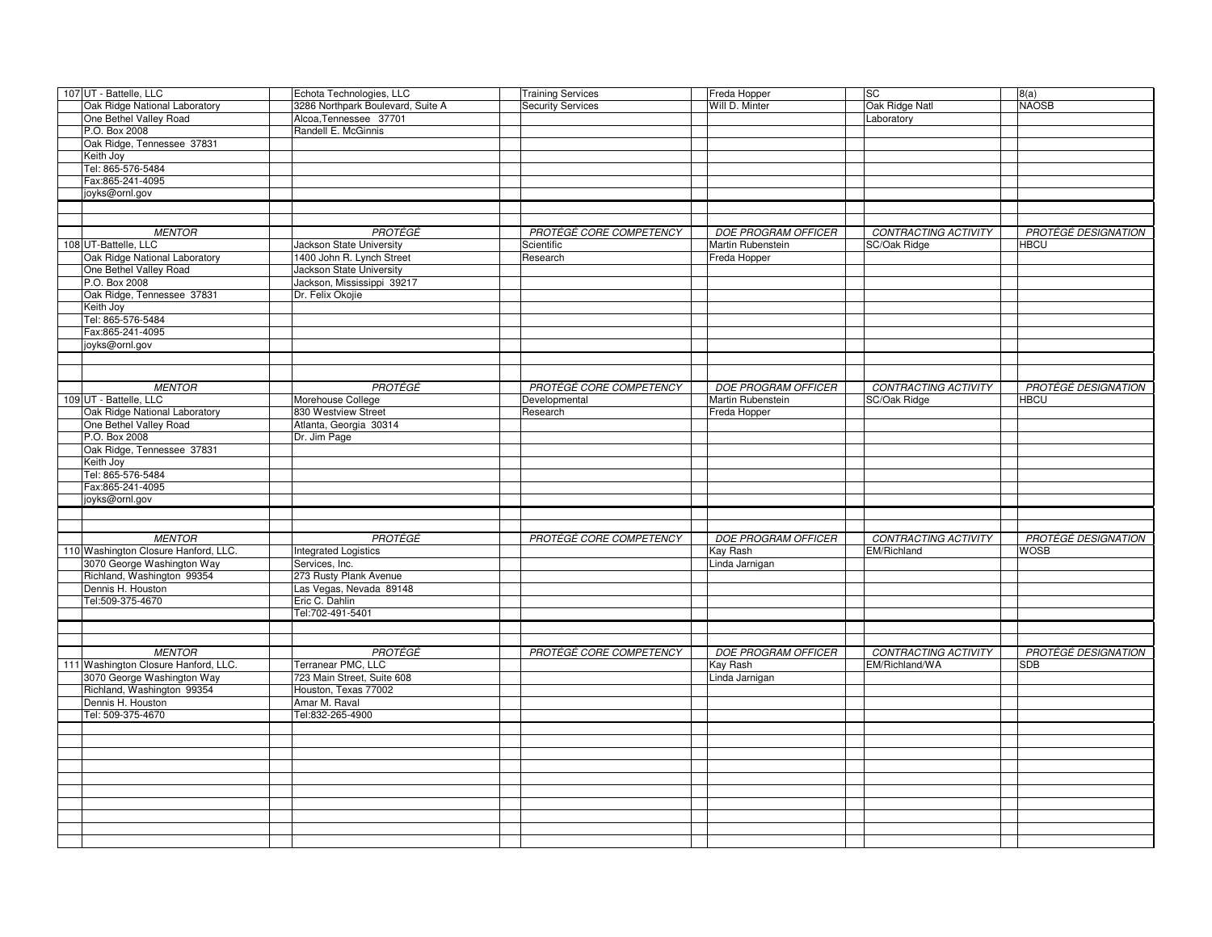| | MENTOR | PROTÉGÉ | PROTÉGÉ CORE COMPETENCY | DOE PROGRAM OFFICER | CONTRACTING ACTIVITY | PROTÉGÉ DESIGNATION |
|---|---|---|---|---|---|---|
| 107 | UT - Battelle, LLC | Echota Technologies, LLC | Training Services | Freda Hopper | SC | 8(a) |
| | Oak Ridge National Laboratory | 3286 Northpark Boulevard, Suite A | Security Services | Will D. Minter | Oak Ridge Natl | NAOSB |
| | One Bethel Valley Road | Alcoa,Tennessee 37701 | | | Laboratory | |
| | P.O. Box 2008 | Randell E. McGinnis | | | | |
| | Oak Ridge, Tennessee 37831 | | | | | |
| | Keith Joy | | | | | |
| | Tel: 865-576-5484 | | | | | |
| | Fax:865-241-4095 | | | | | |
| | joyks@ornl.gov | | | | | |

| | MENTOR | PROTÉGÉ | PROTÉGÉ CORE COMPETENCY | DOE PROGRAM OFFICER | CONTRACTING ACTIVITY | PROTÉGÉ DESIGNATION |
|---|---|---|---|---|---|---|
| 108 | UT-Battelle, LLC | Jackson State University | Scientific | Martin Rubenstein | SC/Oak Ridge | HBCU |
| | Oak Ridge National Laboratory | 1400 John R. Lynch Street | Research | Freda Hopper | | |
| | One Bethel Valley Road | Jackson State University | | | | |
| | P.O. Box 2008 | Jackson, Mississippi 39217 | | | | |
| | Oak Ridge, Tennessee 37831 | Dr. Felix Okojie | | | | |
| | Keith Joy | | | | | |
| | Tel: 865-576-5484 | | | | | |
| | Fax:865-241-4095 | | | | | |
| | joyks@ornl.gov | | | | | |

| | MENTOR | PROTÉGÉ | PROTÉGÉ CORE COMPETENCY | DOE PROGRAM OFFICER | CONTRACTING ACTIVITY | PROTÉGÉ DESIGNATION |
|---|---|---|---|---|---|---|
| 109 | UT - Battelle, LLC | Morehouse College | Developmental | Martin Rubenstein | SC/Oak Ridge | HBCU |
| | Oak Ridge National Laboratory | 830 Westview Street | Research | Freda Hopper | | |
| | One Bethel Valley Road | Atlanta, Georgia 30314 | | | | |
| | P.O. Box 2008 | Dr. Jim Page | | | | |
| | Oak Ridge, Tennessee 37831 | | | | | |
| | Keith Joy | | | | | |
| | Tel: 865-576-5484 | | | | | |
| | Fax:865-241-4095 | | | | | |
| | joyks@ornl.gov | | | | | |

| | MENTOR | PROTÉGÉ | PROTÉGÉ CORE COMPETENCY | DOE PROGRAM OFFICER | CONTRACTING ACTIVITY | PROTÉGÉ DESIGNATION |
|---|---|---|---|---|---|---|
| 110 | Washington Closure Hanford, LLC. | Integrated Logistics | | Kay Rash | EM/Richland | WOSB |
| | 3070 George Washington Way | Services, Inc. | | Linda Jarnigan | | |
| | Richland, Washington 99354 | 273 Rusty Plank Avenue | | | | |
| | Dennis H. Houston | Las Vegas, Nevada 89148 | | | | |
| | Tel:509-375-4670 | Eric C. Dahlin | | | | |
| | | Tel:702-491-5401 | | | | |

| | MENTOR | PROTÉGÉ | PROTÉGÉ CORE COMPETENCY | DOE PROGRAM OFFICER | CONTRACTING ACTIVITY | PROTÉGÉ DESIGNATION |
|---|---|---|---|---|---|---|
| 111 | Washington Closure Hanford, LLC. | Terranear PMC, LLC | | Kay Rash | EM/Richland/WA | SDB |
| | 3070 George Washington Way | 723 Main Street, Suite 608 | | Linda Jarnigan | | |
| | Richland, Washington 99354 | Houston, Texas 77002 | | | | |
| | Dennis H. Houston | Amar M. Raval | | | | |
| | Tel: 509-375-4670 | Tel:832-265-4900 | | | | |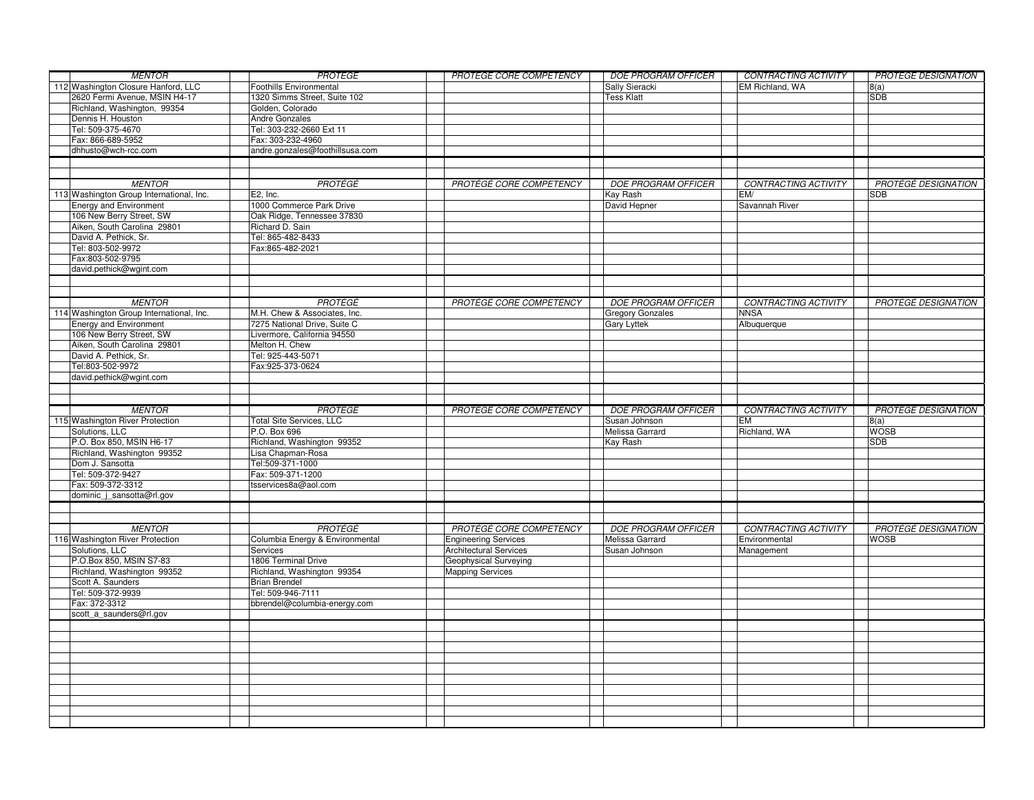| | MENTOR | PROTEGE | PROTEGE CORE COMPETENCY | DOE PROGRAM OFFICER | CONTRACTING ACTIVITY | PROTEGE DESIGNATION |
|---|---|---|---|---|---|---|
| 112 | Washington Closure Hanford, LLC | Foothills Environmental | | Sally Sieracki | EM Richland, WA | 8(a) |
| | 2620 Fermi Avenue, MSIN H4-17 | 1320 Simms Street, Suite 102 | | Tess Klatt | | SDB |
| | Richland, Washington, 99354 | Golden, Colorado | | | | |
| | Dennis H. Houston | Andre Gonzales | | | | |
| | Tel: 509-375-4670 | Tel: 303-232-2660 Ext 11 | | | | |
| | Fax: 866-689-5952 | Fax: 303-232-4960 | | | | |
| | dhhusto@wch-rcc.com | andre.gonzales@foothillsusa.com | | | | |

| | MENTOR | PROTÉGÉ | PROTÉGÉ CORE COMPETENCY | DOE PROGRAM OFFICER | CONTRACTING ACTIVITY | PROTÉGÉ DESIGNATION |
|---|---|---|---|---|---|---|
| 113 | Washington Group International, Inc. | E2, Inc. | | Kay Rash | EM/ | SDB |
| | Energy and Environment | 1000 Commerce Park Drive | | David Hepner | Savannah River | |
| | 106 New Berry Street, SW | Oak Ridge, Tennessee 37830 | | | | |
| | Aiken, South Carolina 29801 | Richard D. Sain | | | | |
| | David A. Pethick, Sr. | Tel: 865-482-8433 | | | | |
| | Tel: 803-502-9972 | Fax:865-482-2021 | | | | |
| | Fax:803-502-9795 | | | | | |
| | david.pethick@wgint.com | | | | | |

| | MENTOR | PROTÉGÉ | PROTÉGÉ CORE COMPETENCY | DOE PROGRAM OFFICER | CONTRACTING ACTIVITY | PROTÉGÉ DESIGNATION |
|---|---|---|---|---|---|---|
| 114 | Washington Group International, Inc. | M.H. Chew & Associates, Inc. | | Gregory Gonzales | NNSA | |
| | Energy and Environment | 7275 National Drive, Suite C | | Gary Lyttek | Albuquerque | |
| | 106 New Berry Street, SW | Livermore, California 94550 | | | | |
| | Aiken, South Carolina 29801 | Melton H. Chew | | | | |
| | David A. Pethick, Sr. | Tel: 925-443-5071 | | | | |
| | Tel:803-502-9972 | Fax:925-373-0624 | | | | |
| | david.pethick@wgint.com | | | | | |

| | MENTOR | PROTEGE | PROTEGE CORE COMPETENCY | DOE PROGRAM OFFICER | CONTRACTING ACTIVITY | PROTEGE DESIGNATION |
|---|---|---|---|---|---|---|
| 115 | Washington River Protection | Total Site Services, LLC | | Susan Johnson | EM | 8(a) |
| | Solutions, LLC | P.O. Box 696 | | Melissa Garrard | Richland, WA | WOSB |
| | P.O. Box 850, MSIN H6-17 | Richland, Washington 99352 | | Kay Rash | | SDB |
| | Richland, Washington 99352 | Lisa Chapman-Rosa | | | | |
| | Dom J. Sansotta | Tel:509-371-1000 | | | | |
| | Tel: 509-372-9427 | Fax: 509-371-1200 | | | | |
| | Fax: 509-372-3312 | tsservices8a@aol.com | | | | |
| | dominic_j_sansotta@rl.gov | | | | | |

| | MENTOR | PROTÉGÉ | PROTÉGÉ CORE COMPETENCY | DOE PROGRAM OFFICER | CONTRACTING ACTIVITY | PROTÉGÉ DESIGNATION |
|---|---|---|---|---|---|---|
| 116 | Washington River Protection | Columbia Energy & Environmental | Engineering Services | Melissa Garrard | Environmental | WOSB |
| | Solutions, LLC | Services | Architectural Services | Susan Johnson | Management | |
| | P.O.Box 850, MSIN S7-83 | 1806 Terminal Drive | Geophysical Surveying | | | |
| | Richland, Washington 99352 | Richland, Washington 99354 | Mapping Services | | | |
| | Scott A. Saunders | Brian Brendel | | | | |
| | Tel: 509-372-9939 | Tel: 509-946-7111 | | | | |
| | Fax: 372-3312 | bbrendel@columbia-energy.com | | | | |
| | scott_a_saunders@rl.gov | | | | | |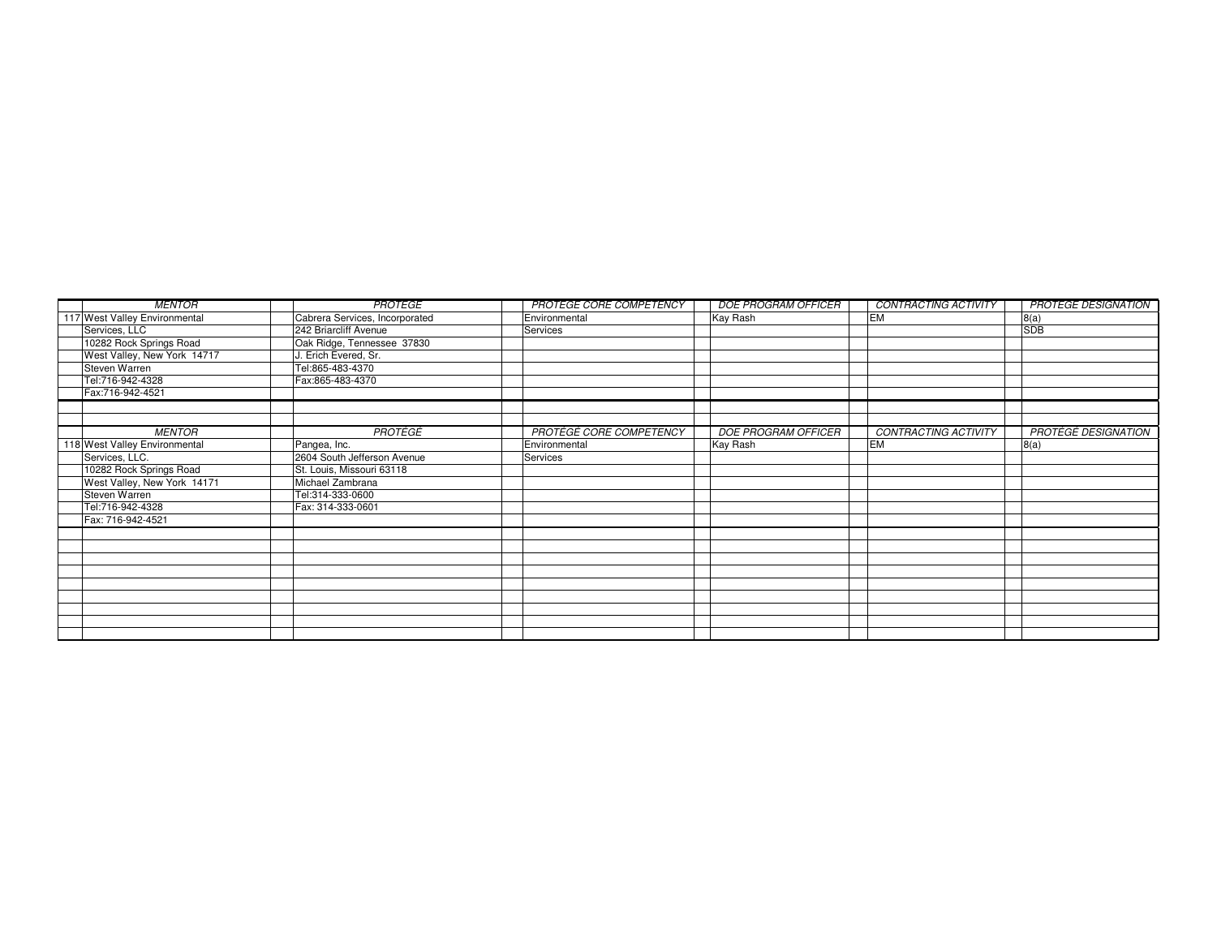| | MENTOR | PROTEGE | PROTEGE CORE COMPETENCY | DOE PROGRAM OFFICER | CONTRACTING ACTIVITY | PROTEGE DESIGNATION |
|---|---|---|---|---|---|---|
| 117 | West Valley Environmental | Cabrera Services, Incorporated | Environmental | Kay Rash | EM | 8(a) |
| | Services, LLC | 242 Briarcliff Avenue | Services | | | SDB |
| | 10282 Rock Springs Road | Oak Ridge, Tennessee 37830 | | | | |
| | West Valley, New York 14717 | J. Erich Evered, Sr. | | | | |
| | Steven Warren | Tel:865-483-4370 | | | | |
| | Tel:716-942-4328 | Fax:865-483-4370 | | | | |
| | Fax:716-942-4521 | | | | | |

| | MENTOR | PROTÉGÉ | PROTÉGÉ CORE COMPETENCY | DOE PROGRAM OFFICER | CONTRACTING ACTIVITY | PROTÉGÉ DESIGNATION |
|---|---|---|---|---|---|---|
| 118 | West Valley Environmental | Pangea, Inc. | Environmental | Kay Rash | EM | 8(a) |
| | Services, LLC. | 2604 South Jefferson Avenue | Services | | | |
| | 10282 Rock Springs Road | St. Louis, Missouri 63118 | | | | |
| | West Valley, New York 14171 | Michael Zambrana | | | | |
| | Steven Warren | Tel:314-333-0600 | | | | |
| | Tel:716-942-4328 | Fax: 314-333-0601 | | | | |
| | Fax: 716-942-4521 | | | | | |